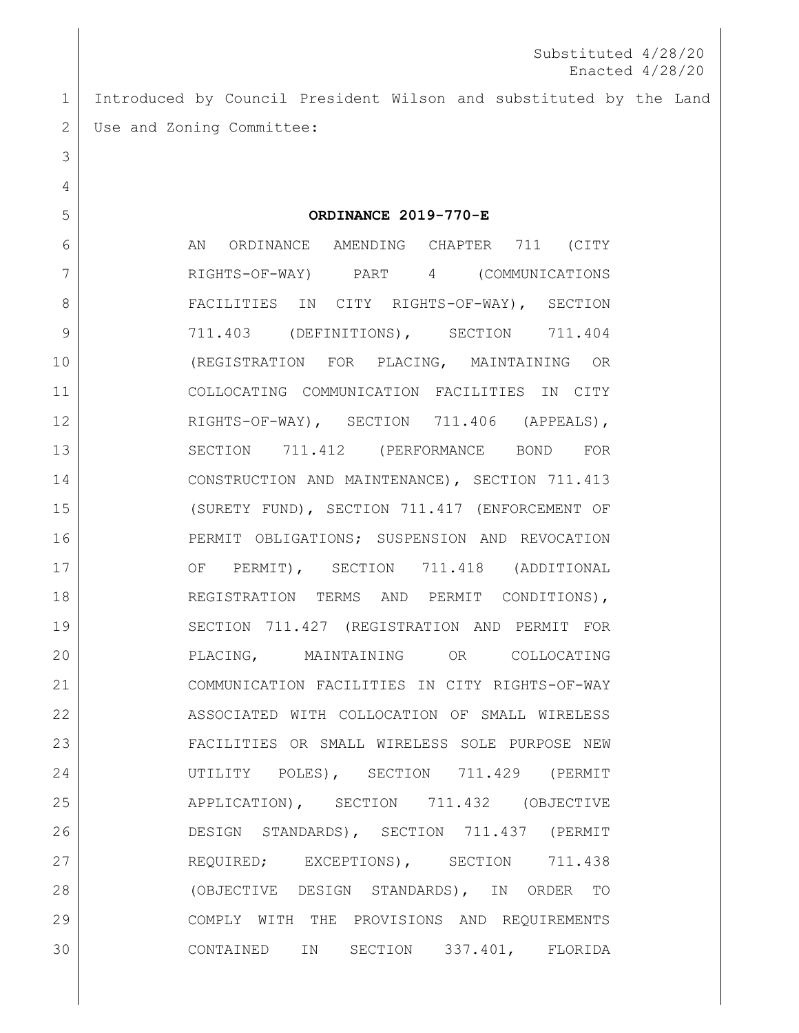Substituted 4/28/20
Enacted 4/28/20

Introduced by Council President Wilson and substituted by the Land Use and Zoning Committee:

**ORDINANCE 2019-770-E**

AN ORDINANCE AMENDING CHAPTER 711 (CITY RIGHTS-OF-WAY) PART 4 (COMMUNICATIONS FACILITIES IN CITY RIGHTS-OF-WAY), SECTION 711.403 (DEFINITIONS), SECTION 711.404 (REGISTRATION FOR PLACING, MAINTAINING OR COLLOCATING COMMUNICATION FACILITIES IN CITY RIGHTS-OF-WAY), SECTION 711.406 (APPEALS), SECTION 711.412 (PERFORMANCE BOND FOR CONSTRUCTION AND MAINTENANCE), SECTION 711.413 (SURETY FUND), SECTION 711.417 (ENFORCEMENT OF PERMIT OBLIGATIONS; SUSPENSION AND REVOCATION OF PERMIT), SECTION 711.418 (ADDITIONAL REGISTRATION TERMS AND PERMIT CONDITIONS), SECTION 711.427 (REGISTRATION AND PERMIT FOR PLACING, MAINTAINING OR COLLOCATING COMMUNICATION FACILITIES IN CITY RIGHTS-OF-WAY ASSOCIATED WITH COLLOCATION OF SMALL WIRELESS FACILITIES OR SMALL WIRELESS SOLE PURPOSE NEW UTILITY POLES), SECTION 711.429 (PERMIT APPLICATION), SECTION 711.432 (OBJECTIVE DESIGN STANDARDS), SECTION 711.437 (PERMIT REQUIRED; EXCEPTIONS), SECTION 711.438 (OBJECTIVE DESIGN STANDARDS), IN ORDER TO COMPLY WITH THE PROVISIONS AND REQUIREMENTS CONTAINED IN SECTION 337.401, FLORIDA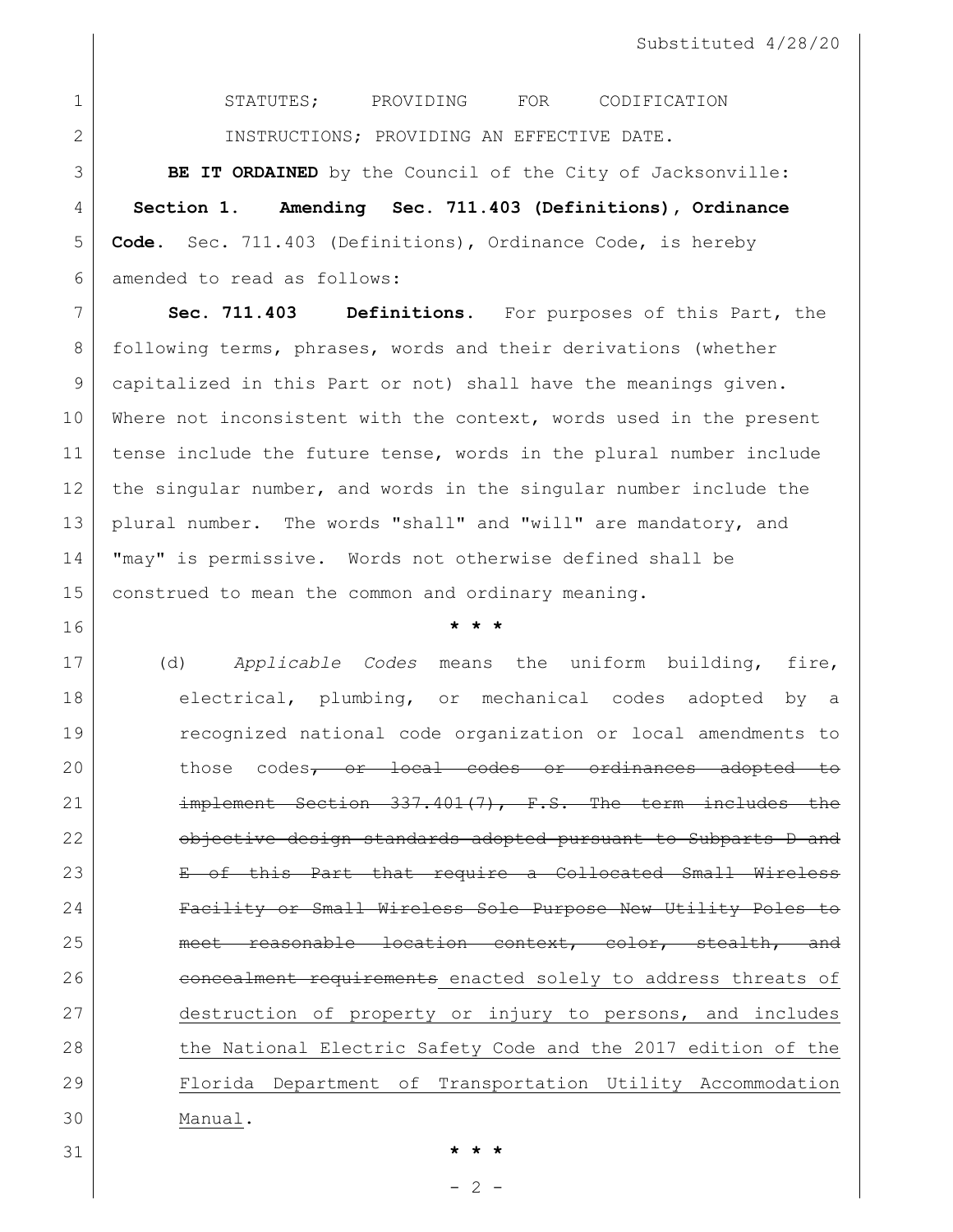STATUTES; PROVIDING FOR CODIFICATION INSTRUCTIONS; PROVIDING AN EFFECTIVE DATE.

**BE IT ORDAINED** by the Council of the City of Jacksonville:

**Section 1. Amending Sec. 711.403 (Definitions), Ordinance Code.** Sec. 711.403 (Definitions), Ordinance Code, is hereby amended to read as follows:

**Sec. 711.403 Definitions.** For purposes of this Part, the following terms, phrases, words and their derivations (whether capitalized in this Part or not) shall have the meanings given. Where not inconsistent with the context, words used in the present tense include the future tense, words in the plural number include the singular number, and words in the singular number include the plural number. The words "shall" and "will" are mandatory, and "may" is permissive. Words not otherwise defined shall be construed to mean the common and ordinary meaning.

\* \* \*

(d) *Applicable Codes* means the uniform building, fire, electrical, plumbing, or mechanical codes adopted by a recognized national code organization or local amendments to those codes~~, or local codes or ordinances adopted to implement Section 337.401(7), F.S. The term includes the objective design standards adopted pursuant to Subparts D and E of this Part that require a Collocated Small Wireless Facility or Small Wireless Sole Purpose New Utility Poles to meet reasonable location context, color, stealth, and concealment requirements~~<u> enacted solely to address threats of destruction of property or injury to persons, and includes the National Electric Safety Code and the 2017 edition of the Florida Department of Transportation Utility Accommodation Manual</u>.

\* \* \*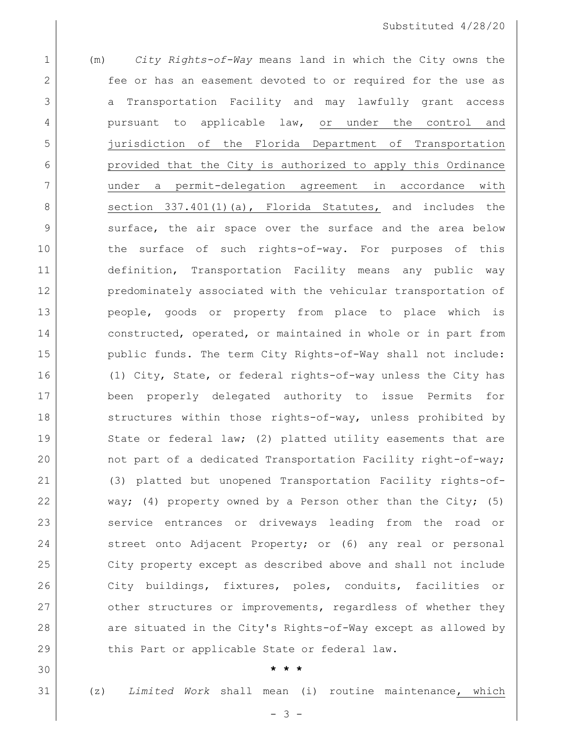(m) *City Rights-of-Way* means land in which the City owns the fee or has an easement devoted to or required for the use as a Transportation Facility and may lawfully grant access pursuant to applicable law, <u>or under the control and jurisdiction of the Florida Department of Transportation provided that the City is authorized to apply this Ordinance under a permit-delegation agreement in accordance with section 337.401(1)(a), Florida Statutes,</u> and includes the surface, the air space over the surface and the area below the surface of such rights-of-way. For purposes of this definition, Transportation Facility means any public way predominately associated with the vehicular transportation of people, goods or property from place to place which is constructed, operated, or maintained in whole or in part from public funds. The term City Rights-of-Way shall not include: (1) City, State, or federal rights-of-way unless the City has been properly delegated authority to issue Permits for structures within those rights-of-way, unless prohibited by State or federal law; (2) platted utility easements that are not part of a dedicated Transportation Facility right-of-way; (3) platted but unopened Transportation Facility rights-of-way; (4) property owned by a Person other than the City; (5) service entrances or driveways leading from the road or street onto Adjacent Property; or (6) any real or personal City property except as described above and shall not include City buildings, fixtures, poles, conduits, facilities or other structures or improvements, regardless of whether they are situated in the City's Rights-of-Way except as allowed by this Part or applicable State or federal law.

\* \* \*

(z) *Limited Work* shall mean (i) routine maintenance<u>, which</u>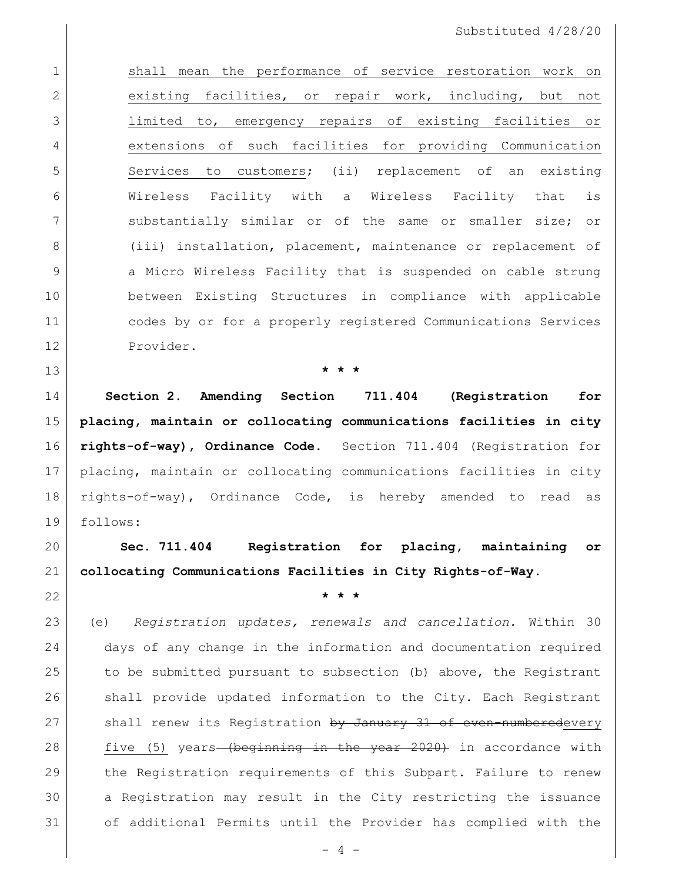shall mean the performance of service restoration work on existing facilities, or repair work, including, but not limited to, emergency repairs of existing facilities or extensions of such facilities for providing Communication Services to customers; (ii) replacement of an existing Wireless Facility with a Wireless Facility that is substantially similar or of the same or smaller size; or (iii) installation, placement, maintenance or replacement of a Micro Wireless Facility that is suspended on cable strung between Existing Structures in compliance with applicable codes by or for a properly registered Communications Services Provider.

\* \* \*

**Section 2. Amending Section 711.404 (Registration for placing, maintain or collocating communications facilities in city rights-of-way), Ordinance Code.** Section 711.404 (Registration for placing, maintain or collocating communications facilities in city rights-of-way), Ordinance Code, is hereby amended to read as follows:

**Sec. 711.404 Registration for placing, maintaining or collocating Communications Facilities in City Rights-of-Way.**

\* \* \*

(e) *Registration updates, renewals and cancellation.* Within 30 days of any change in the information and documentation required to be submitted pursuant to subsection (b) above, the Registrant shall provide updated information to the City. Each Registrant shall renew its Registration ~~by January 31 of even-numbered~~every five (5) years~~ (beginning in the year 2020)~~ in accordance with the Registration requirements of this Subpart. Failure to renew a Registration may result in the City restricting the issuance of additional Permits until the Provider has complied with the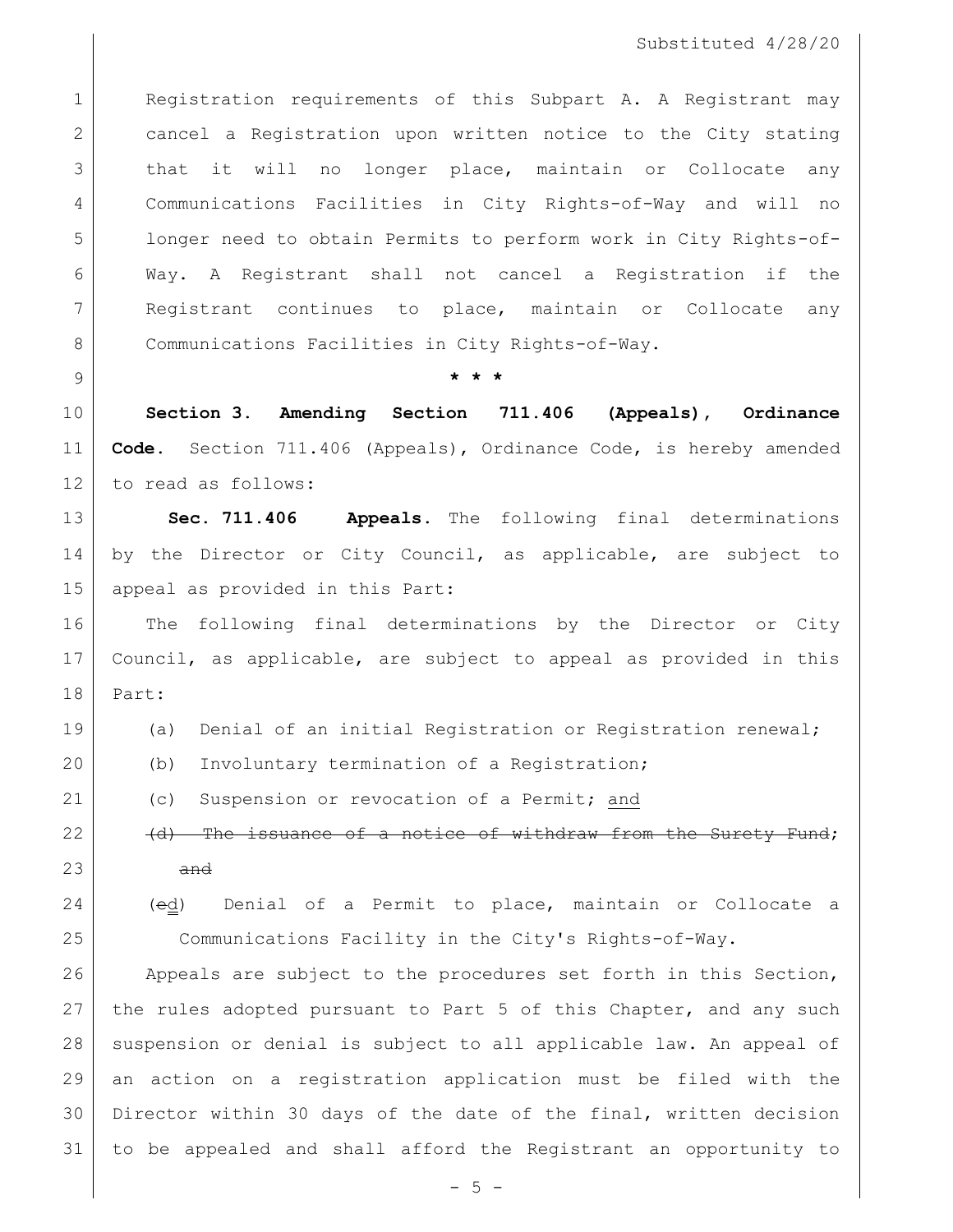Registration requirements of this Subpart A. A Registrant may cancel a Registration upon written notice to the City stating that it will no longer place, maintain or Collocate any Communications Facilities in City Rights-of-Way and will no longer need to obtain Permits to perform work in City Rights-of-Way. A Registrant shall not cancel a Registration if the Registrant continues to place, maintain or Collocate any Communications Facilities in City Rights-of-Way.

\* \* \*

**Section 3. Amending Section 711.406 (Appeals), Ordinance Code.** Section 711.406 (Appeals), Ordinance Code, is hereby amended to read as follows:

**Sec. 711.406 Appeals.** The following final determinations by the Director or City Council, as applicable, are subject to appeal as provided in this Part:

The following final determinations by the Director or City Council, as applicable, are subject to appeal as provided in this Part:

(a) Denial of an initial Registration or Registration renewal;

(b) Involuntary termination of a Registration;

(c) Suspension or revocation of a Permit; <u>and</u>

~~(d) The issuance of a notice of withdraw from the Surety Fund; and~~

(~~e~~<u>d</u>) Denial of a Permit to place, maintain or Collocate a Communications Facility in the City's Rights-of-Way.

Appeals are subject to the procedures set forth in this Section, the rules adopted pursuant to Part 5 of this Chapter, and any such suspension or denial is subject to all applicable law. An appeal of an action on a registration application must be filed with the Director within 30 days of the date of the final, written decision to be appealed and shall afford the Registrant an opportunity to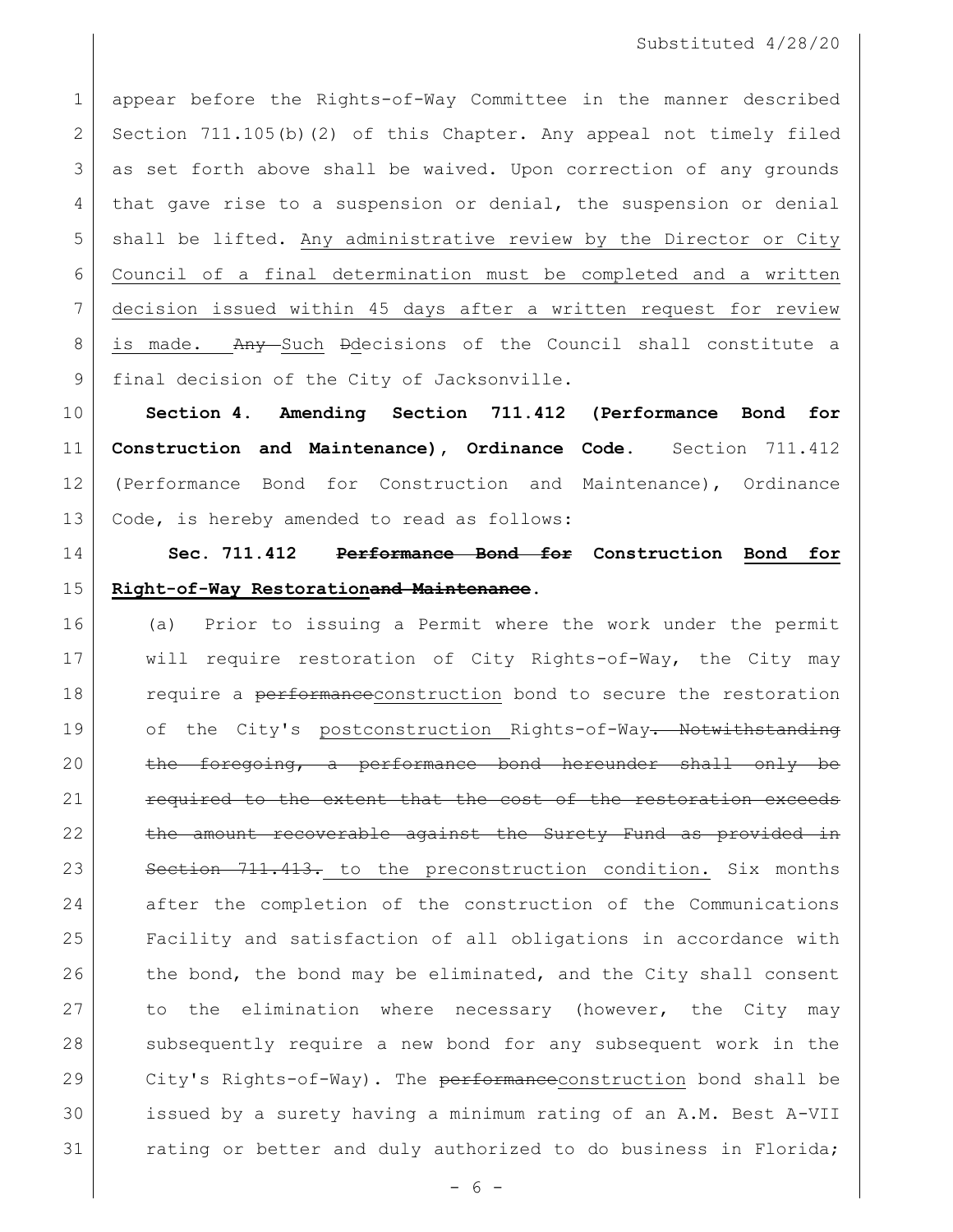appear before the Rights-of-Way Committee in the manner described Section 711.105(b)(2) of this Chapter. Any appeal not timely filed as set forth above shall be waived. Upon correction of any grounds that gave rise to a suspension or denial, the suspension or denial shall be lifted. <u>Any administrative review by the Director or City Council of a final determination must be completed and a written decision issued within 45 days after a written request for review is made.</u> ~~Any~~ <u>Such</u> ~~D~~<u>d</u>ecisions of the Council shall constitute a final decision of the City of Jacksonville.

**Section 4. Amending Section 711.412 (Performance Bond for Construction and Maintenance), Ordinance Code.** Section 711.412 (Performance Bond for Construction and Maintenance), Ordinance Code, is hereby amended to read as follows:

**Sec. 711.412 ~~Performance Bond for~~ Construction <u>Bond for Right-of-Way Restoration</u>~~and Maintenance~~.**

(a) Prior to issuing a Permit where the work under the permit will require restoration of City Rights-of-Way, the City may require a ~~performance~~<u>construction</u> bond to secure the restoration of the City's <u>postconstruction</u> Rights-of-Way~~. Notwithstanding the foregoing, a performance bond hereunder shall only be required to the extent that the cost of the restoration exceeds the amount recoverable against the Surety Fund as provided in Section 711.413.~~ <u>to the preconstruction condition.</u> Six months after the completion of the construction of the Communications Facility and satisfaction of all obligations in accordance with the bond, the bond may be eliminated, and the City shall consent to the elimination where necessary (however, the City may subsequently require a new bond for any subsequent work in the City's Rights-of-Way). The ~~performance~~<u>construction</u> bond shall be issued by a surety having a minimum rating of an A.M. Best A-VII rating or better and duly authorized to do business in Florida;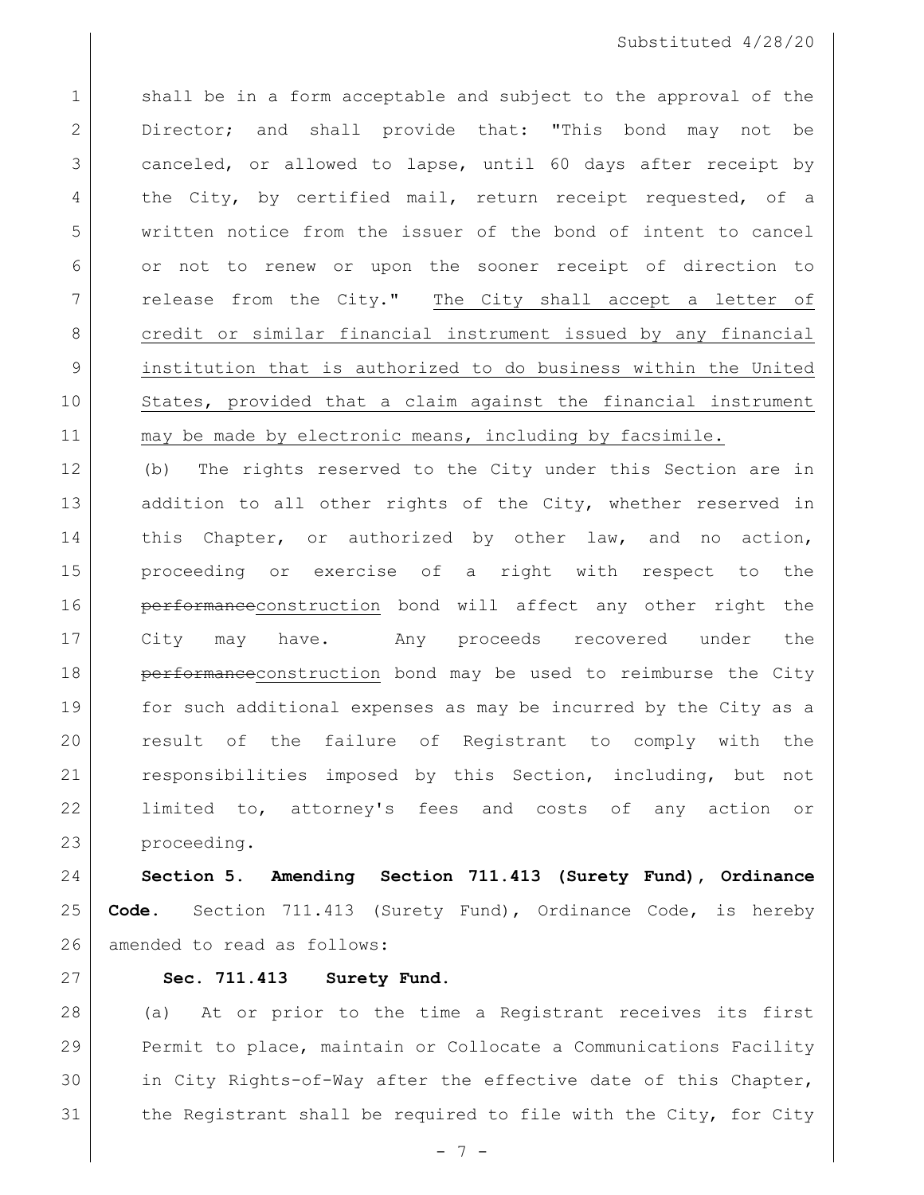shall be in a form acceptable and subject to the approval of the Director; and shall provide that: "This bond may not be canceled, or allowed to lapse, until 60 days after receipt by the City, by certified mail, return receipt requested, of a written notice from the issuer of the bond of intent to cancel or not to renew or upon the sooner receipt of direction to release from the City." <u>The City shall accept a letter of credit or similar financial instrument issued by any financial institution that is authorized to do business within the United States, provided that a claim against the financial instrument may be made by electronic means, including by facsimile.</u>

(b) The rights reserved to the City under this Section are in addition to all other rights of the City, whether reserved in this Chapter, or authorized by other law, and no action, proceeding or exercise of a right with respect to the ~~performance~~<u>construction</u> bond will affect any other right the City may have. Any proceeds recovered under the ~~performance~~<u>construction</u> bond may be used to reimburse the City for such additional expenses as may be incurred by the City as a result of the failure of Registrant to comply with the responsibilities imposed by this Section, including, but not limited to, attorney's fees and costs of any action or proceeding.

**Section 5. Amending Section 711.413 (Surety Fund), Ordinance Code.** Section 711.413 (Surety Fund), Ordinance Code, is hereby amended to read as follows:

**Sec. 711.413 Surety Fund.**

(a) At or prior to the time a Registrant receives its first Permit to place, maintain or Collocate a Communications Facility in City Rights-of-Way after the effective date of this Chapter, the Registrant shall be required to file with the City, for City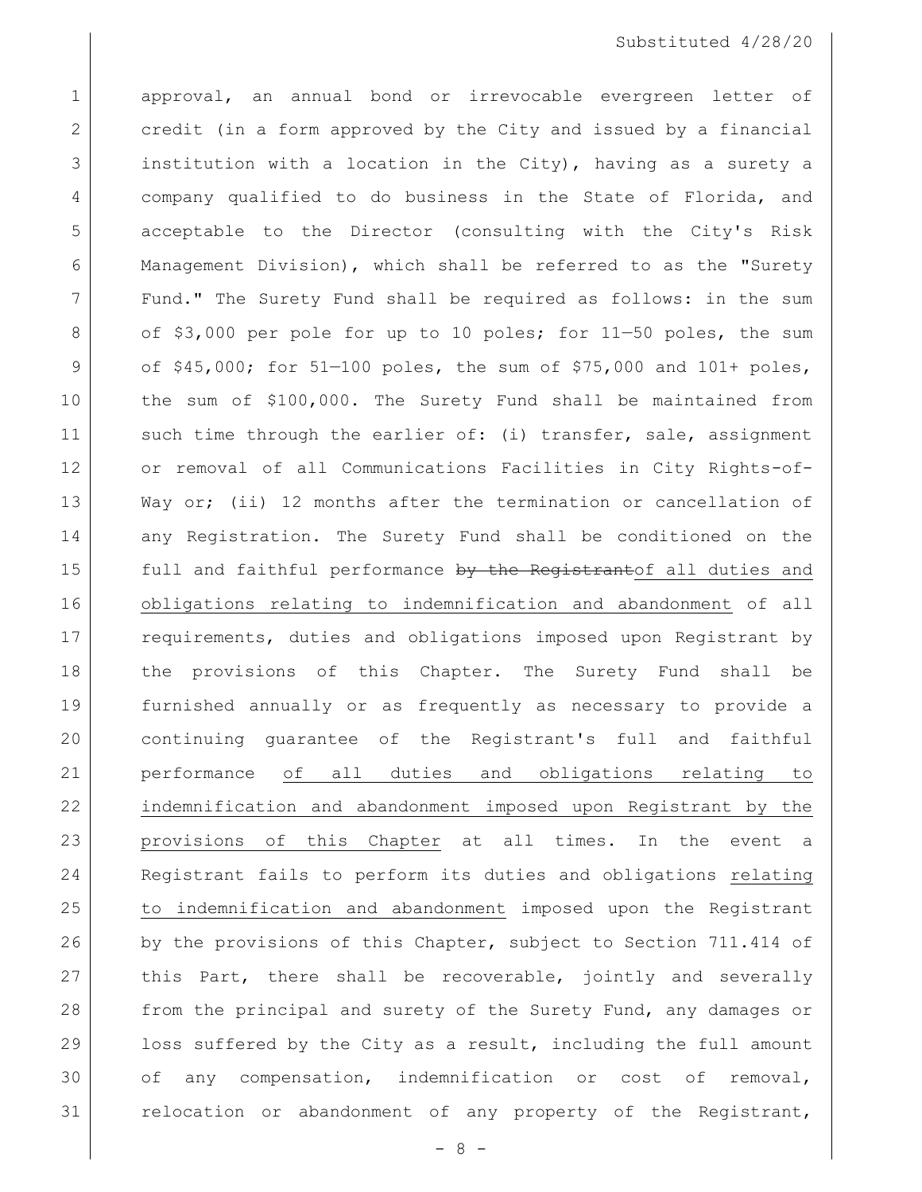approval, an annual bond or irrevocable evergreen letter of credit (in a form approved by the City and issued by a financial institution with a location in the City), having as a surety a company qualified to do business in the State of Florida, and acceptable to the Director (consulting with the City's Risk Management Division), which shall be referred to as the "Surety Fund." The Surety Fund shall be required as follows: in the sum of $3,000 per pole for up to 10 poles; for 11—50 poles, the sum of $45,000; for 51—100 poles, the sum of $75,000 and 101+ poles, the sum of $100,000. The Surety Fund shall be maintained from such time through the earlier of: (i) transfer, sale, assignment or removal of all Communications Facilities in City Rights-of-Way or; (ii) 12 months after the termination or cancellation of any Registration. The Surety Fund shall be conditioned on the full and faithful performance ~~by the Registrant~~<u>of all duties and obligations relating to indemnification and abandonment</u> of all requirements, duties and obligations imposed upon Registrant by the provisions of this Chapter. The Surety Fund shall be furnished annually or as frequently as necessary to provide a continuing guarantee of the Registrant's full and faithful performance <u>of all duties and obligations relating to indemnification and abandonment imposed upon Registrant by the provisions of this Chapter</u> at all times. In the event a Registrant fails to perform its duties and obligations <u>relating to indemnification and abandonment</u> imposed upon the Registrant by the provisions of this Chapter, subject to Section 711.414 of this Part, there shall be recoverable, jointly and severally from the principal and surety of the Surety Fund, any damages or loss suffered by the City as a result, including the full amount of any compensation, indemnification or cost of removal, relocation or abandonment of any property of the Registrant,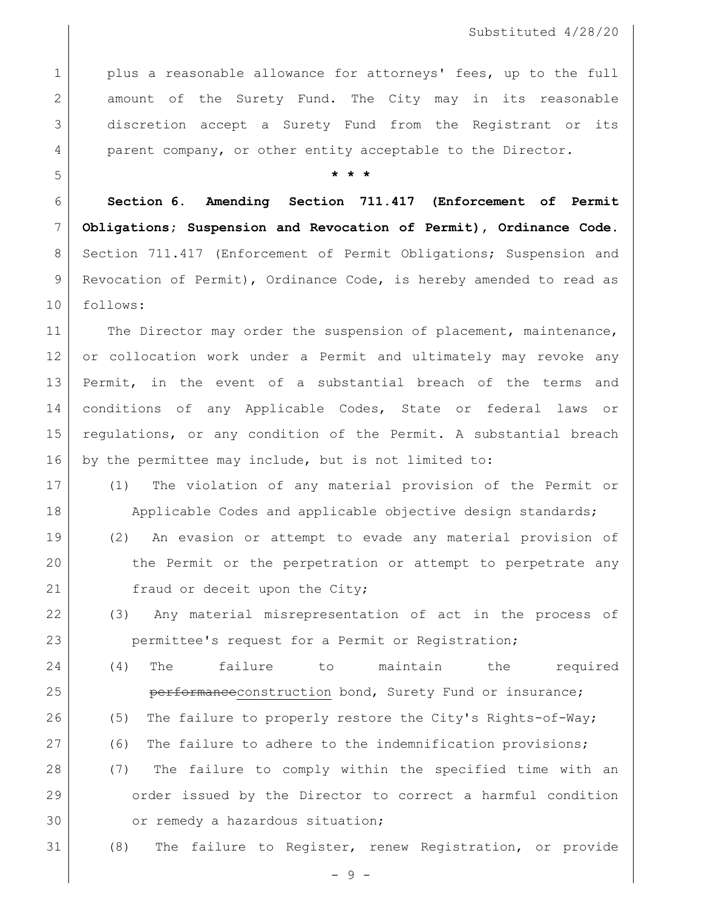plus a reasonable allowance for attorneys' fees, up to the full amount of the Surety Fund. The City may in its reasonable discretion accept a Surety Fund from the Registrant or its parent company, or other entity acceptable to the Director.

**\* \* \***

**Section 6. Amending Section 711.417 (Enforcement of Permit Obligations; Suspension and Revocation of Permit), Ordinance Code.** Section 711.417 (Enforcement of Permit Obligations; Suspension and Revocation of Permit), Ordinance Code, is hereby amended to read as follows:

The Director may order the suspension of placement, maintenance, or collocation work under a Permit and ultimately may revoke any Permit, in the event of a substantial breach of the terms and conditions of any Applicable Codes, State or federal laws or regulations, or any condition of the Permit. A substantial breach by the permittee may include, but is not limited to:

(1) The violation of any material provision of the Permit or Applicable Codes and applicable objective design standards;

(2) An evasion or attempt to evade any material provision of the Permit or the perpetration or attempt to perpetrate any fraud or deceit upon the City;

(3) Any material misrepresentation of act in the process of permittee's request for a Permit or Registration;

(4) The failure to maintain the required ~~performance~~<u>construction</u> bond, Surety Fund or insurance;

(5) The failure to properly restore the City's Rights-of-Way;

(6) The failure to adhere to the indemnification provisions;

(7) The failure to comply within the specified time with an order issued by the Director to correct a harmful condition or remedy a hazardous situation;

(8) The failure to Register, renew Registration, or provide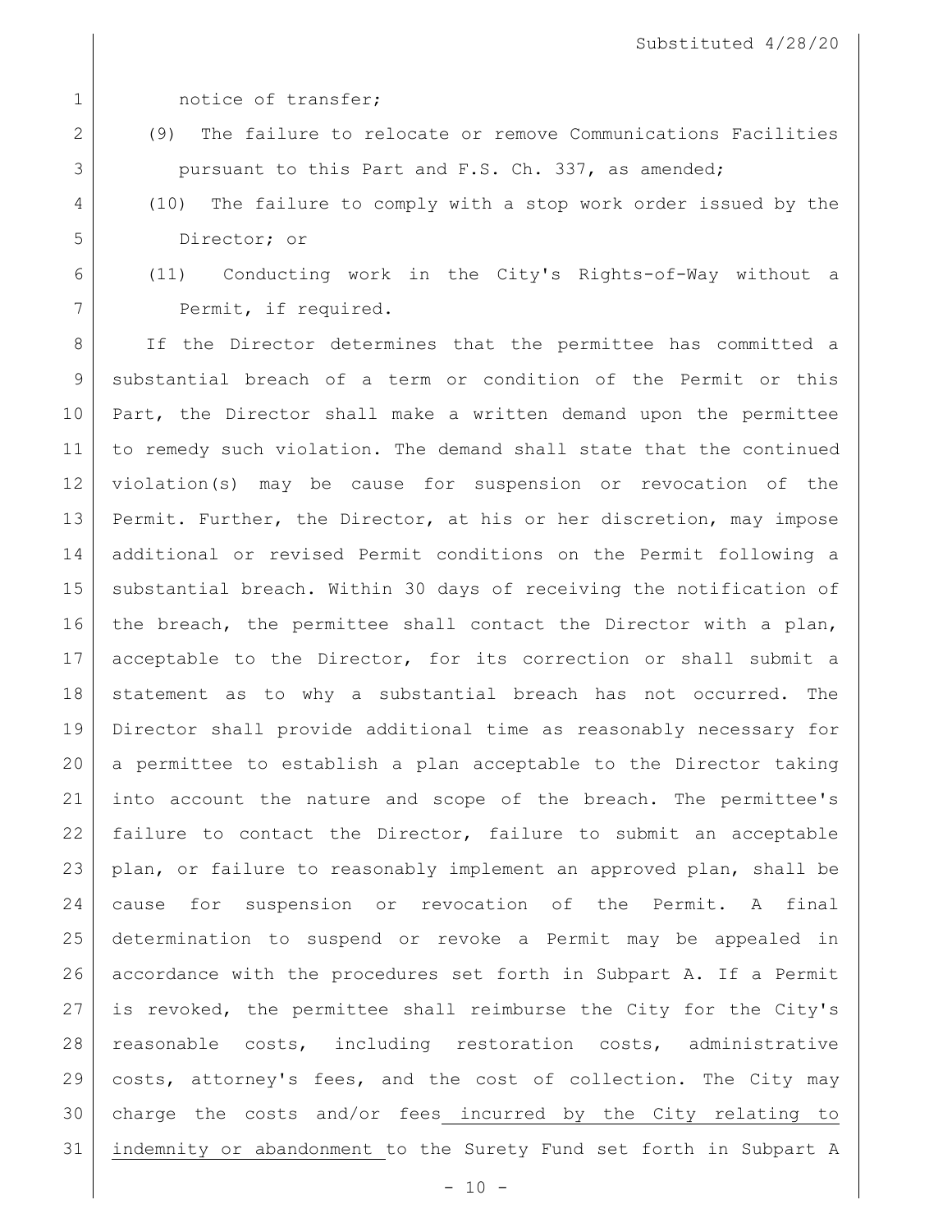notice of transfer;

(9) The failure to relocate or remove Communications Facilities pursuant to this Part and F.S. Ch. 337, as amended;

(10) The failure to comply with a stop work order issued by the Director; or

(11) Conducting work in the City's Rights-of-Way without a Permit, if required.

If the Director determines that the permittee has committed a substantial breach of a term or condition of the Permit or this Part, the Director shall make a written demand upon the permittee to remedy such violation. The demand shall state that the continued violation(s) may be cause for suspension or revocation of the Permit. Further, the Director, at his or her discretion, may impose additional or revised Permit conditions on the Permit following a substantial breach. Within 30 days of receiving the notification of the breach, the permittee shall contact the Director with a plan, acceptable to the Director, for its correction or shall submit a statement as to why a substantial breach has not occurred. The Director shall provide additional time as reasonably necessary for a permittee to establish a plan acceptable to the Director taking into account the nature and scope of the breach. The permittee's failure to contact the Director, failure to submit an acceptable plan, or failure to reasonably implement an approved plan, shall be cause for suspension or revocation of the Permit. A final determination to suspend or revoke a Permit may be appealed in accordance with the procedures set forth in Subpart A. If a Permit is revoked, the permittee shall reimburse the City for the City's reasonable costs, including restoration costs, administrative costs, attorney's fees, and the cost of collection. The City may charge the costs and/or fees incurred by the City relating to indemnity or abandonment to the Surety Fund set forth in Subpart A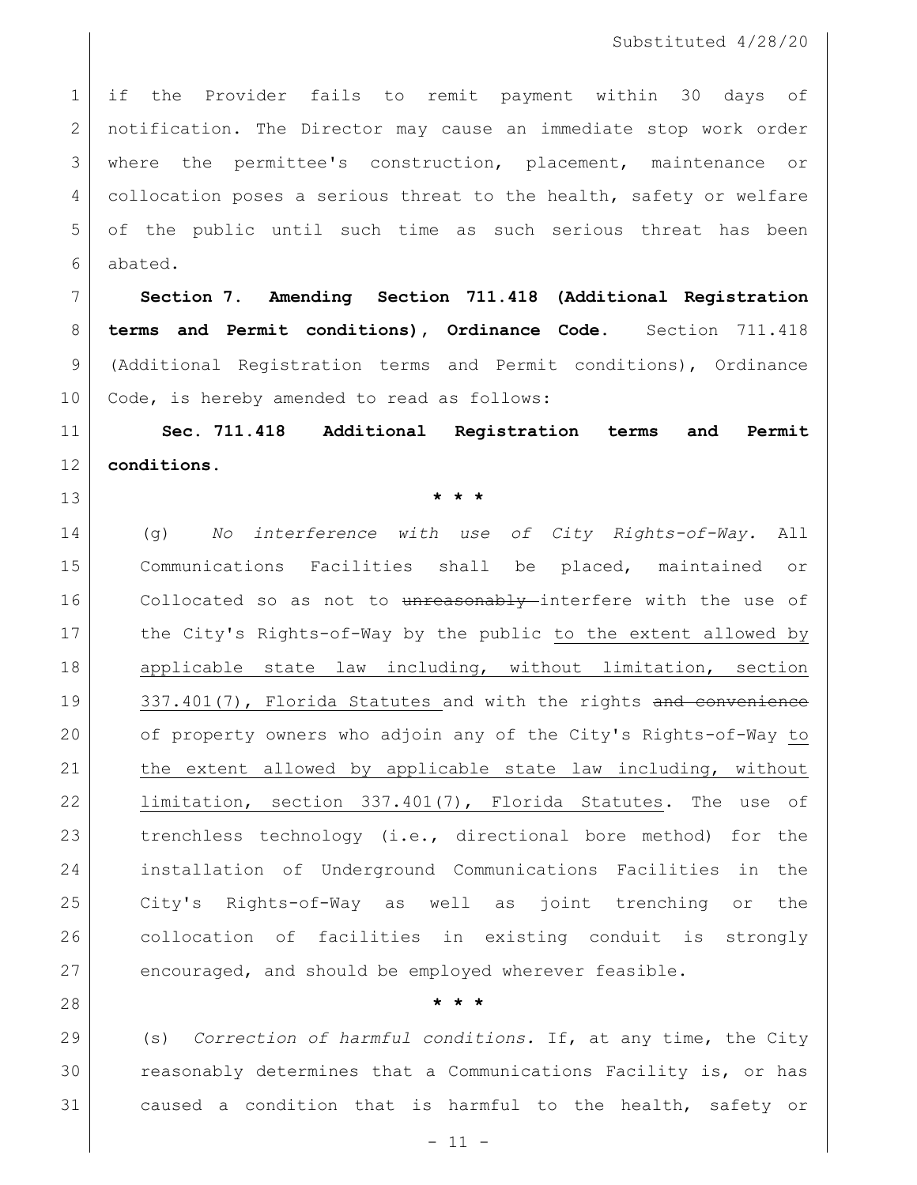if the Provider fails to remit payment within 30 days of notification. The Director may cause an immediate stop work order where the permittee's construction, placement, maintenance or collocation poses a serious threat to the health, safety or welfare of the public until such time as such serious threat has been abated.

**Section 7. Amending Section 711.418 (Additional Registration terms and Permit conditions), Ordinance Code.** Section 711.418 (Additional Registration terms and Permit conditions), Ordinance Code, is hereby amended to read as follows:

**Sec. 711.418 Additional Registration terms and Permit conditions.**

\* \* \*

(g) *No interference with use of City Rights-of-Way.* All Communications Facilities shall be placed, maintained or Collocated so as not to ~~unreasonably~~ interfere with the use of the City's Rights-of-Way by the public <u>to the extent allowed by applicable state law including, without limitation, section 337.401(7), Florida Statutes</u> and with the rights ~~and convenience~~ of property owners who adjoin any of the City's Rights-of-Way <u>to the extent allowed by applicable state law including, without limitation, section 337.401(7), Florida Statutes</u>. The use of trenchless technology (i.e., directional bore method) for the installation of Underground Communications Facilities in the City's Rights-of-Way as well as joint trenching or the collocation of facilities in existing conduit is strongly encouraged, and should be employed wherever feasible.

\* \* \*

(s) *Correction of harmful conditions.* If, at any time, the City reasonably determines that a Communications Facility is, or has caused a condition that is harmful to the health, safety or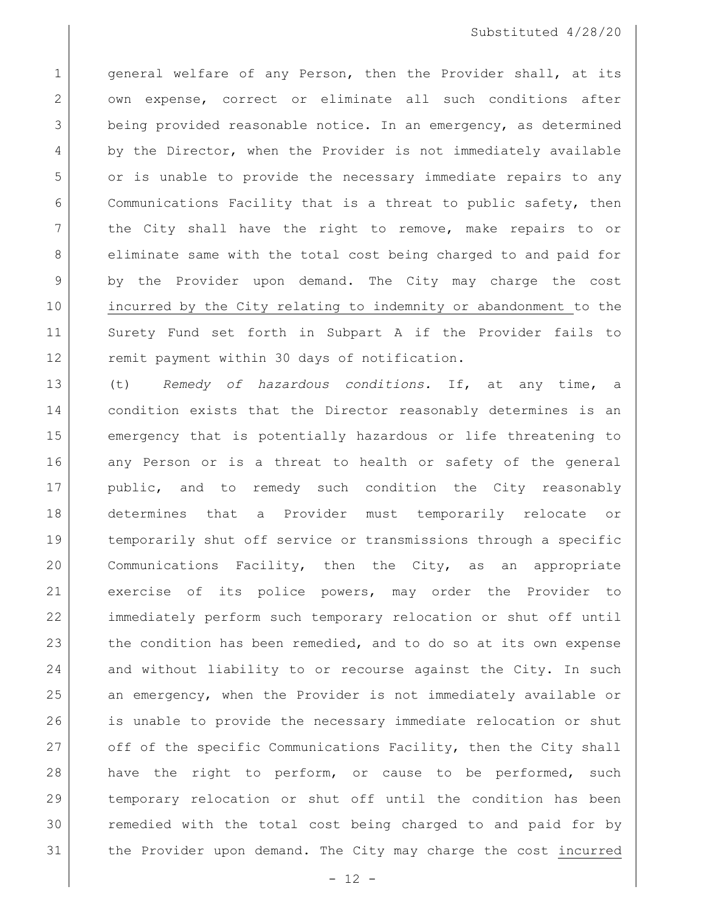general welfare of any Person, then the Provider shall, at its own expense, correct or eliminate all such conditions after being provided reasonable notice. In an emergency, as determined by the Director, when the Provider is not immediately available or is unable to provide the necessary immediate repairs to any Communications Facility that is a threat to public safety, then the City shall have the right to remove, make repairs to or eliminate same with the total cost being charged to and paid for by the Provider upon demand. The City may charge the cost <u>incurred by the City relating to indemnity or abandonment</u> to the Surety Fund set forth in Subpart A if the Provider fails to remit payment within 30 days of notification.

(t) *Remedy of hazardous conditions*. If, at any time, a condition exists that the Director reasonably determines is an emergency that is potentially hazardous or life threatening to any Person or is a threat to health or safety of the general public, and to remedy such condition the City reasonably determines that a Provider must temporarily relocate or temporarily shut off service or transmissions through a specific Communications Facility, then the City, as an appropriate exercise of its police powers, may order the Provider to immediately perform such temporary relocation or shut off until the condition has been remedied, and to do so at its own expense and without liability to or recourse against the City. In such an emergency, when the Provider is not immediately available or is unable to provide the necessary immediate relocation or shut off of the specific Communications Facility, then the City shall have the right to perform, or cause to be performed, such temporary relocation or shut off until the condition has been remedied with the total cost being charged to and paid for by the Provider upon demand. The City may charge the cost <u>incurred</u>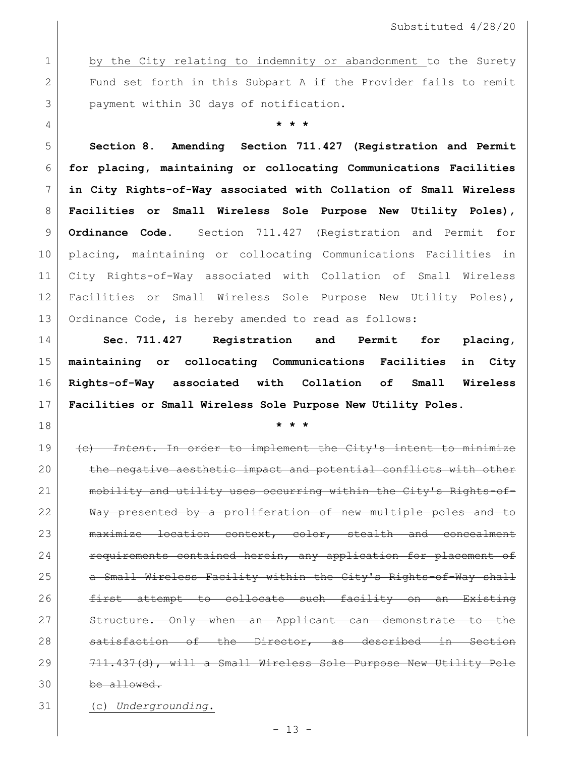by the City relating to indemnity or abandonment to the Surety Fund set forth in this Subpart A if the Provider fails to remit payment within 30 days of notification.

\* \* \*

**Section 8. Amending Section 711.427 (Registration and Permit for placing, maintaining or collocating Communications Facilities in City Rights-of-Way associated with Collation of Small Wireless Facilities or Small Wireless Sole Purpose New Utility Poles), Ordinance Code.** Section 711.427 (Registration and Permit for placing, maintaining or collocating Communications Facilities in City Rights-of-Way associated with Collation of Small Wireless Facilities or Small Wireless Sole Purpose New Utility Poles), Ordinance Code, is hereby amended to read as follows:

**Sec. 711.427 Registration and Permit for placing, maintaining or collocating Communications Facilities in City Rights-of-Way associated with Collation of Small Wireless Facilities or Small Wireless Sole Purpose New Utility Poles.**

\* \* \*

~~(c) *Intent.* In order to implement the City's intent to minimize the negative aesthetic impact and potential conflicts with other mobility and utility uses occurring within the City's Rights-of-Way presented by a proliferation of new multiple poles and to maximize location context, color, stealth and concealment requirements contained herein, any application for placement of a Small Wireless Facility within the City's Rights-of-Way shall first attempt to collocate such facility on an Existing Structure. Only when an Applicant can demonstrate to the satisfaction of the Director, as described in Section 711.437(d), will a Small Wireless Sole Purpose New Utility Pole be allowed.~~

<u>(c) *Undergrounding*.</u>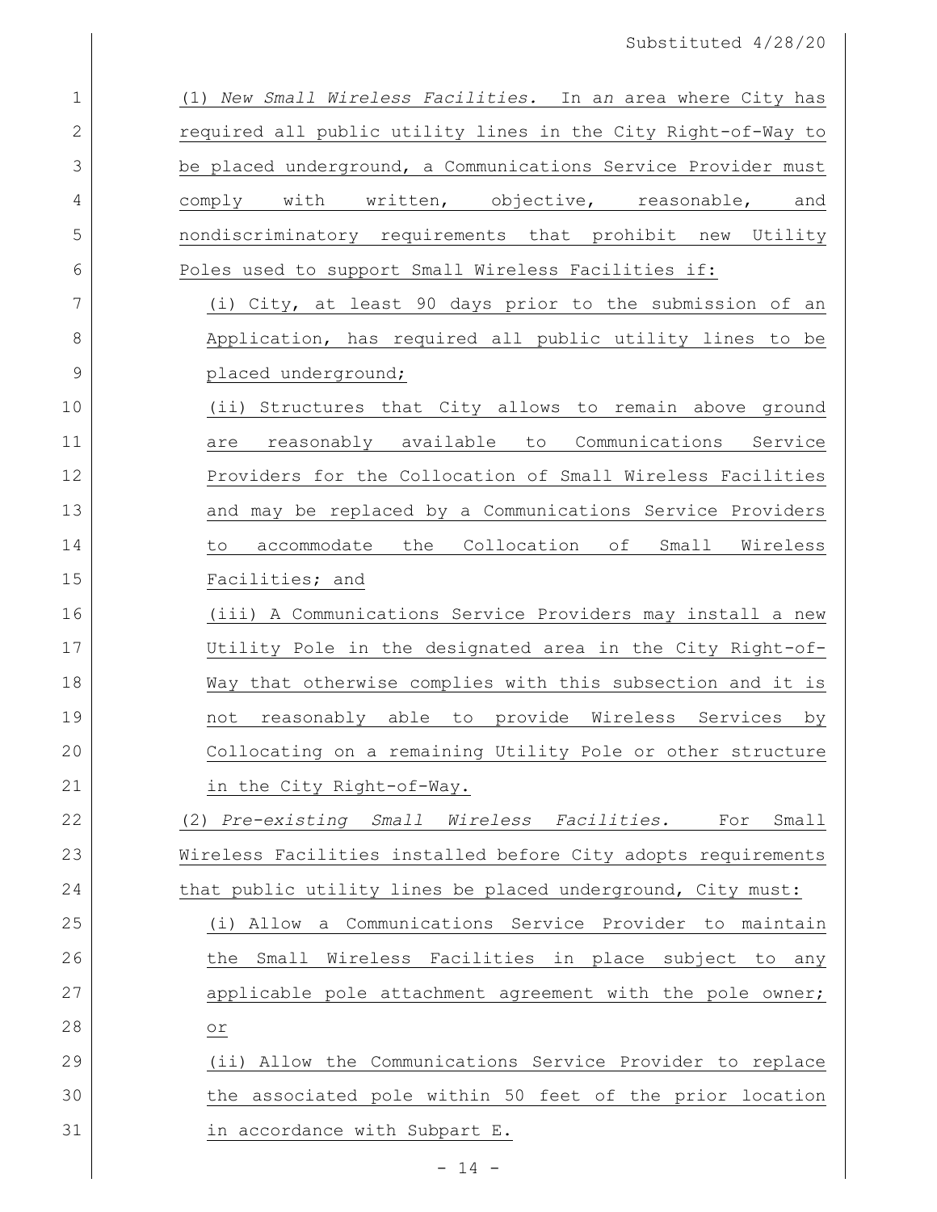(1) *New Small Wireless Facilities.* In a*n* area where City has required all public utility lines in the City Right-of-Way to be placed underground, a Communications Service Provider must comply with written, objective, reasonable, and nondiscriminatory requirements that prohibit new Utility Poles used to support Small Wireless Facilities if:

(i) City, at least 90 days prior to the submission of an Application, has required all public utility lines to be placed underground;

(ii) Structures that City allows to remain above ground are reasonably available to Communications Service Providers for the Collocation of Small Wireless Facilities and may be replaced by a Communications Service Providers to accommodate the Collocation of Small Wireless Facilities; and

(iii) A Communications Service Providers may install a new Utility Pole in the designated area in the City Right-of-Way that otherwise complies with this subsection and it is not reasonably able to provide Wireless Services by Collocating on a remaining Utility Pole or other structure in the City Right-of-Way.

(2) *Pre-existing Small Wireless Facilities.* For Small Wireless Facilities installed before City adopts requirements that public utility lines be placed underground, City must:

(i) Allow a Communications Service Provider to maintain the Small Wireless Facilities in place subject to any applicable pole attachment agreement with the pole owner; or

(ii) Allow the Communications Service Provider to replace the associated pole within 50 feet of the prior location in accordance with Subpart E.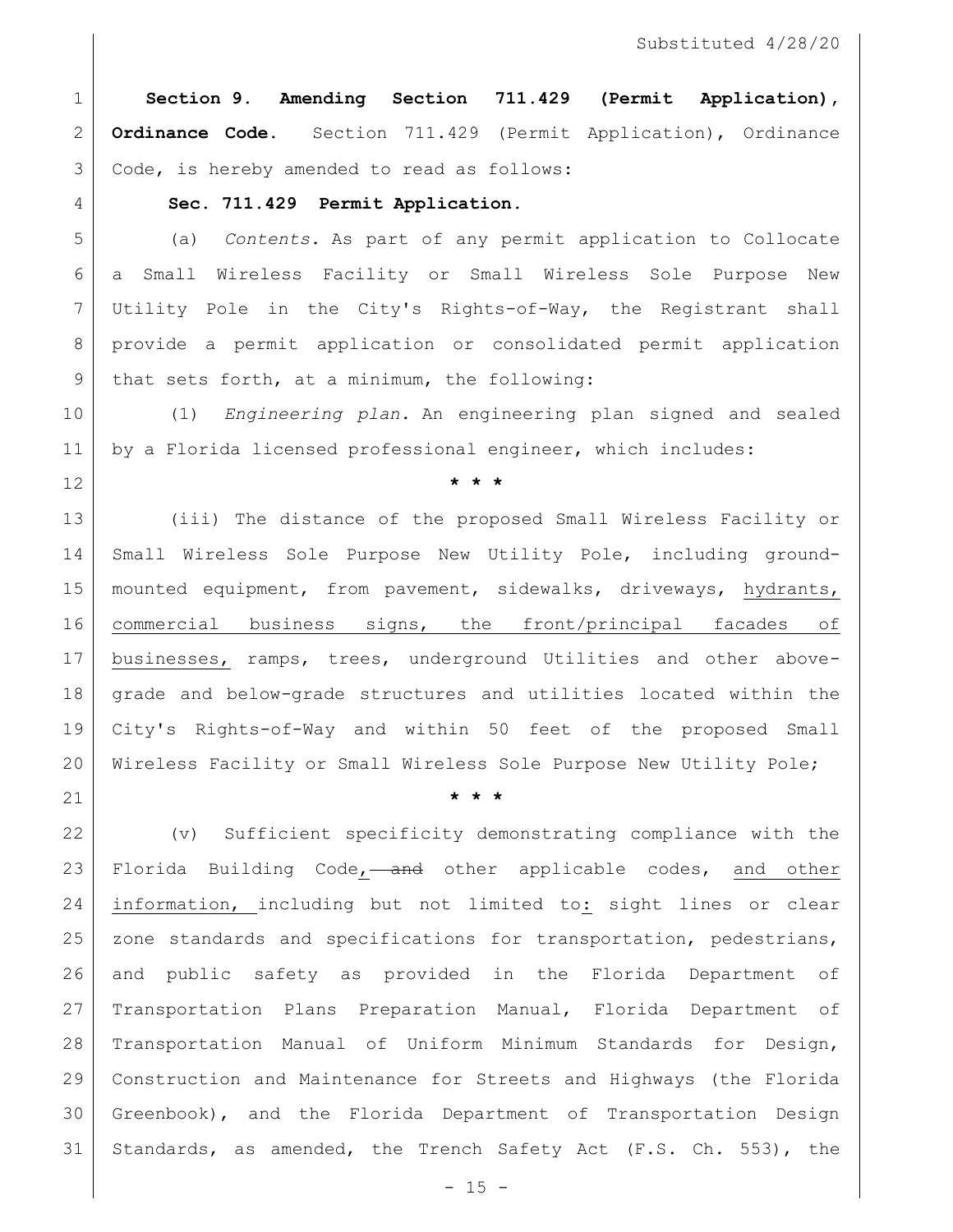**Section 9. Amending Section 711.429 (Permit Application), Ordinance Code.** Section 711.429 (Permit Application), Ordinance Code, is hereby amended to read as follows:

**Sec. 711.429 Permit Application.**

(a) *Contents.* As part of any permit application to Collocate a Small Wireless Facility or Small Wireless Sole Purpose New Utility Pole in the City's Rights-of-Way, the Registrant shall provide a permit application or consolidated permit application that sets forth, at a minimum, the following:

(1) *Engineering plan.* An engineering plan signed and sealed by a Florida licensed professional engineer, which includes:

\* \* \*

(iii) The distance of the proposed Small Wireless Facility or Small Wireless Sole Purpose New Utility Pole, including ground-mounted equipment, from pavement, sidewalks, driveways, <u>hydrants, commercial business signs, the front/principal facades of businesses,</u> ramps, trees, underground Utilities and other above-grade and below-grade structures and utilities located within the City's Rights-of-Way and within 50 feet of the proposed Small Wireless Facility or Small Wireless Sole Purpose New Utility Pole;

\* \* \*

(v) Sufficient specificity demonstrating compliance with the Florida Building Code<u>,</u> ~~and~~ other applicable codes, <u>and other information,</u> including but not limited to<u>:</u> sight lines or clear zone standards and specifications for transportation, pedestrians, and public safety as provided in the Florida Department of Transportation Plans Preparation Manual, Florida Department of Transportation Manual of Uniform Minimum Standards for Design, Construction and Maintenance for Streets and Highways (the Florida Greenbook), and the Florida Department of Transportation Design Standards, as amended, the Trench Safety Act (F.S. Ch. 553), the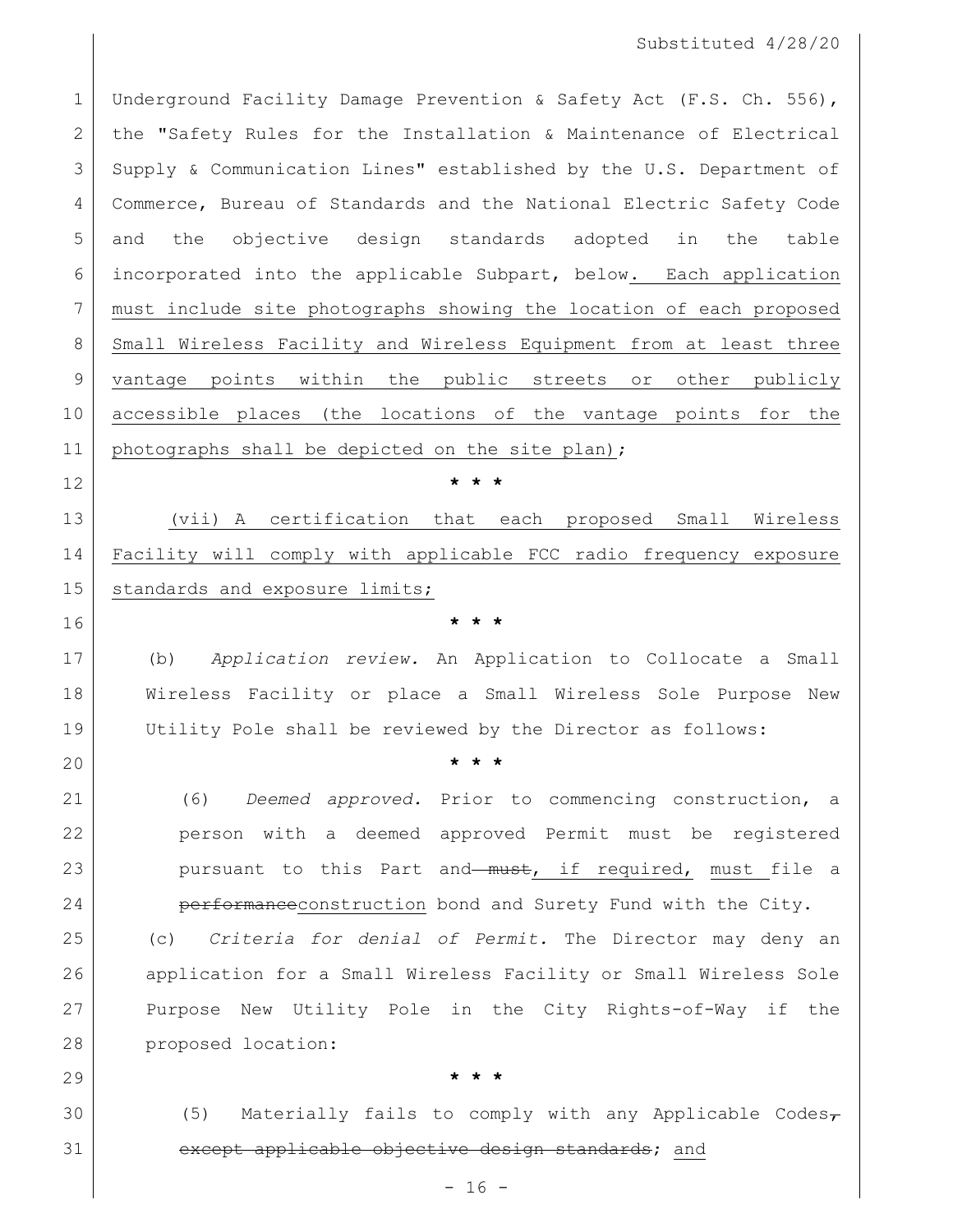Underground Facility Damage Prevention & Safety Act (F.S. Ch. 556), the "Safety Rules for the Installation & Maintenance of Electrical Supply & Communication Lines" established by the U.S. Department of Commerce, Bureau of Standards and the National Electric Safety Code and the objective design standards adopted in the table incorporated into the applicable Subpart, below. Each application must include site photographs showing the location of each proposed Small Wireless Facility and Wireless Equipment from at least three vantage points within the public streets or other publicly accessible places (the locations of the vantage points for the photographs shall be depicted on the site plan);

\* \* \*

(vii) A certification that each proposed Small Wireless Facility will comply with applicable FCC radio frequency exposure standards and exposure limits;

\* \* \*

(b) *Application review.* An Application to Collocate a Small Wireless Facility or place a Small Wireless Sole Purpose New Utility Pole shall be reviewed by the Director as follows:

\* \* \*

(6) *Deemed approved.* Prior to commencing construction, a person with a deemed approved Permit must be registered pursuant to this Part and ~~must~~, if required, must file a ~~performance~~construction bond and Surety Fund with the City.

(c) *Criteria for denial of Permit.* The Director may deny an application for a Small Wireless Facility or Small Wireless Sole Purpose New Utility Pole in the City Rights-of-Way if the proposed location:

\* \* \*

(5) Materially fails to comply with any Applicable Codes~~, except applicable objective design standards~~; and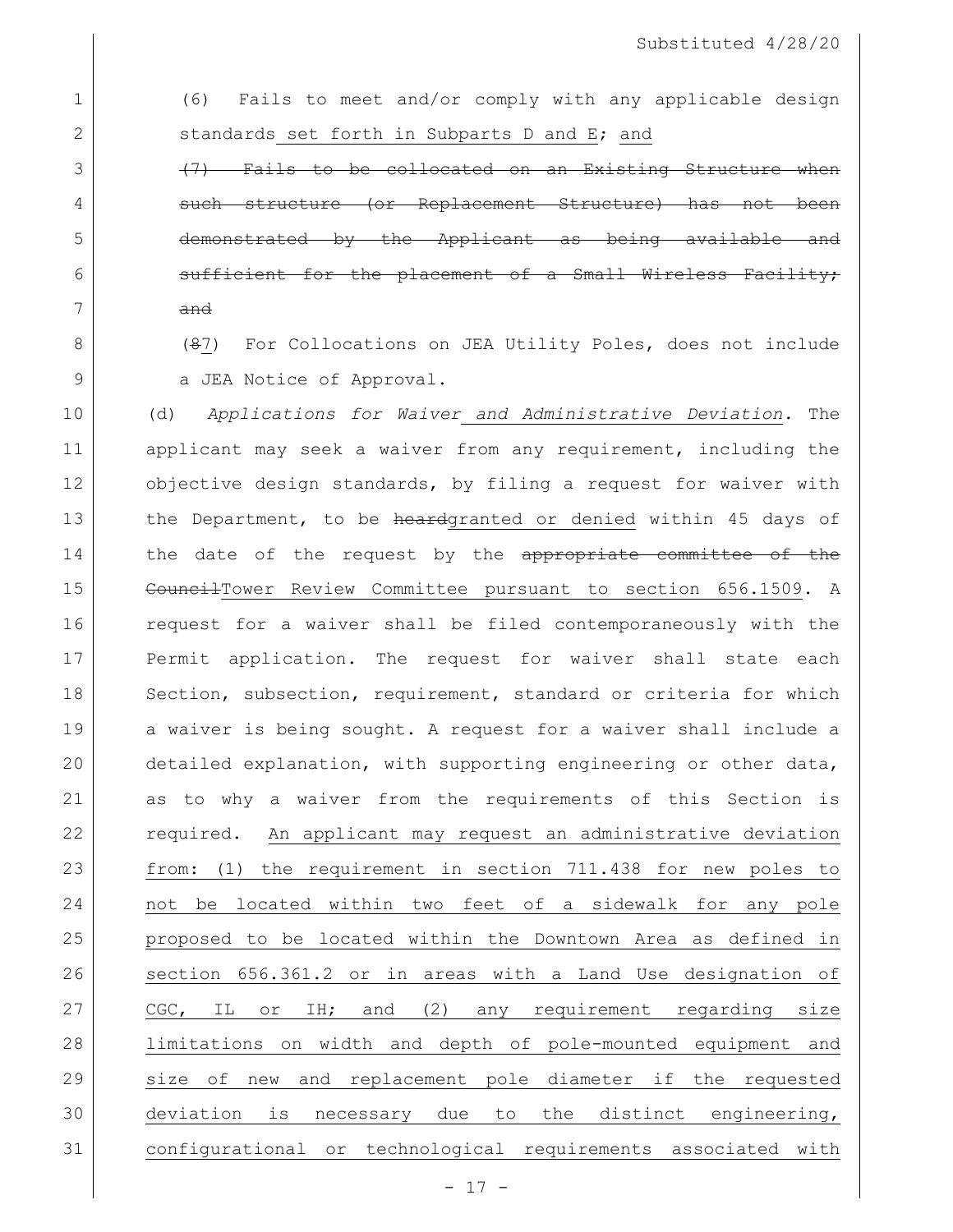(6) Fails to meet and/or comply with any applicable design standards set forth in Subparts D and E; and

~~(7) Fails to be collocated on an Existing Structure when such structure (or Replacement Structure) has not been demonstrated by the Applicant as being available and sufficient for the placement of a Small Wireless Facility; and~~

(~~8~~7) For Collocations on JEA Utility Poles, does not include a JEA Notice of Approval.

(d) *Applications for Waiver and Administrative Deviation.* The applicant may seek a waiver from any requirement, including the objective design standards, by filing a request for waiver with the Department, to be ~~heard~~granted or denied within 45 days of the date of the request by the ~~appropriate committee of the Council~~Tower Review Committee pursuant to section 656.1509. A request for a waiver shall be filed contemporaneously with the Permit application. The request for waiver shall state each Section, subsection, requirement, standard or criteria for which a waiver is being sought. A request for a waiver shall include a detailed explanation, with supporting engineering or other data, as to why a waiver from the requirements of this Section is required. An applicant may request an administrative deviation from: (1) the requirement in section 711.438 for new poles to not be located within two feet of a sidewalk for any pole proposed to be located within the Downtown Area as defined in section 656.361.2 or in areas with a Land Use designation of CGC, IL or IH; and (2) any requirement regarding size limitations on width and depth of pole-mounted equipment and size of new and replacement pole diameter if the requested deviation is necessary due to the distinct engineering, configurational or technological requirements associated with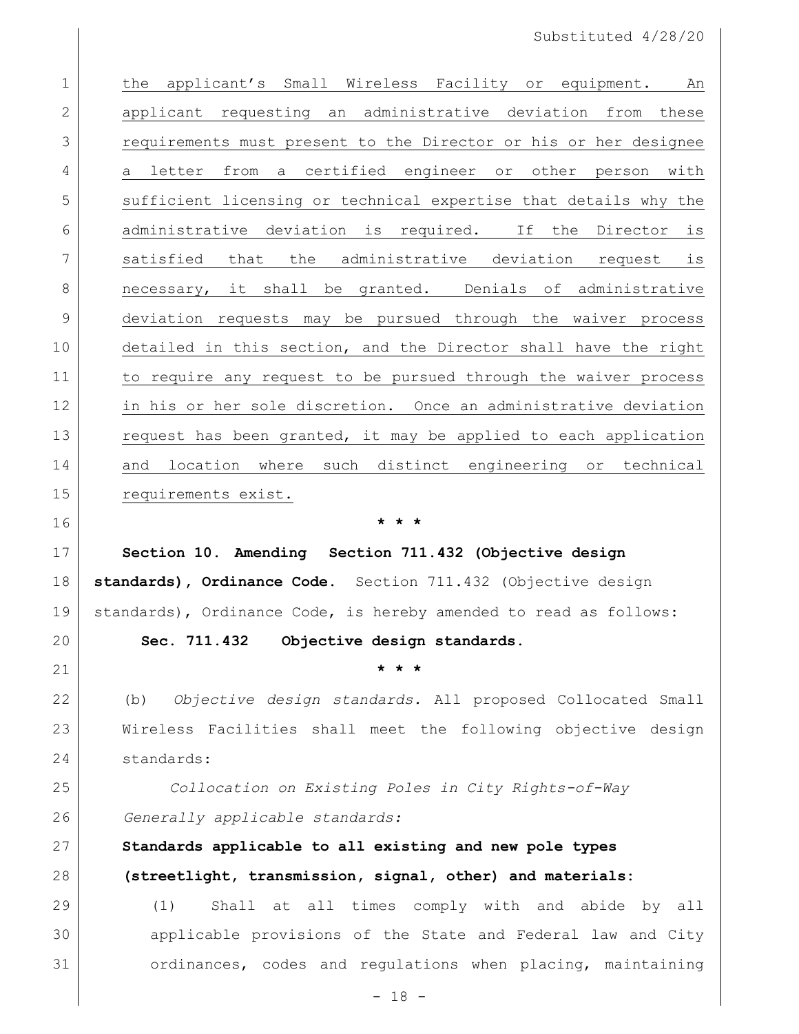the applicant's Small Wireless Facility or equipment. An applicant requesting an administrative deviation from these requirements must present to the Director or his or her designee a letter from a certified engineer or other person with sufficient licensing or technical expertise that details why the administrative deviation is required. If the Director is satisfied that the administrative deviation request is necessary, it shall be granted. Denials of administrative deviation requests may be pursued through the waiver process detailed in this section, and the Director shall have the right to require any request to be pursued through the waiver process in his or her sole discretion. Once an administrative deviation request has been granted, it may be applied to each application and location where such distinct engineering or technical requirements exist.

\* \* \*

**Section 10. Amending Section 711.432 (Objective design standards), Ordinance Code.** Section 711.432 (Objective design standards), Ordinance Code, is hereby amended to read as follows:

**Sec. 711.432 Objective design standards.**

\* \* \*

(b) *Objective design standards.* All proposed Collocated Small Wireless Facilities shall meet the following objective design standards:

*Collocation on Existing Poles in City Rights-of-Way*

*Generally applicable standards:*

**Standards applicable to all existing and new pole types (streetlight, transmission, signal, other) and materials:**

(1) Shall at all times comply with and abide by all applicable provisions of the State and Federal law and City ordinances, codes and regulations when placing, maintaining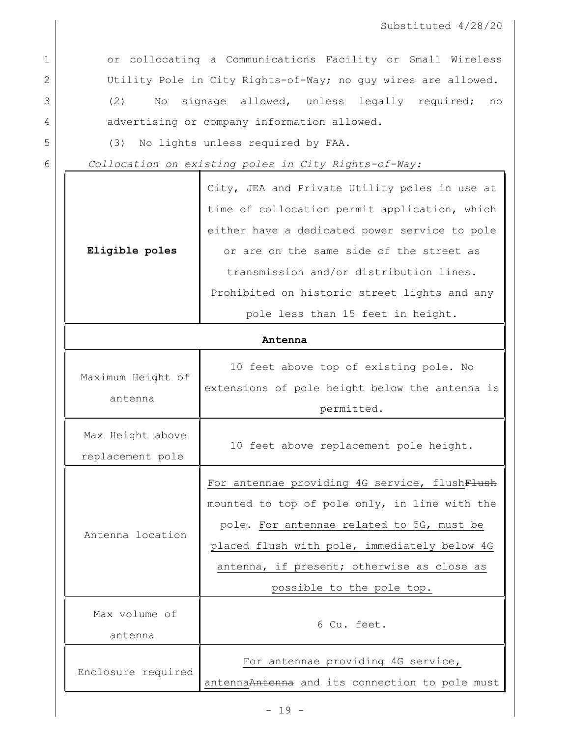or collocating a Communications Facility or Small Wireless Utility Pole in City Rights-of-Way; no guy wires are allowed.

(2) No signage allowed, unless legally required; no advertising or company information allowed.

(3) No lights unless required by FAA.

*Collocation on existing poles in City Rights-of-Way:*

| | |
|---|---|
| **Eligible poles** | City, JEA and Private Utility poles in use at time of collocation permit application, which either have a dedicated power service to pole or are on the same side of the street as transmission and/or distribution lines. Prohibited on historic street lights and any pole less than 15 feet in height. |
| **Antenna** | |
| Maximum Height of antenna | 10 feet above top of existing pole. No extensions of pole height below the antenna is permitted. |
| Max Height above replacement pole | 10 feet above replacement pole height. |
| Antenna location | <u>For antennae providing 4G service, flush</u>~~Flush~~ mounted to top of pole only, in line with the pole. <u>For antennae related to 5G, must be placed flush with pole, immediately below 4G antenna, if present; otherwise as close as possible to the pole top.</u> |
| Max volume of antenna | 6 Cu. feet. |
| Enclosure required | <u>For antennae providing 4G service, antenna</u>~~Antenna~~ and its connection to pole must |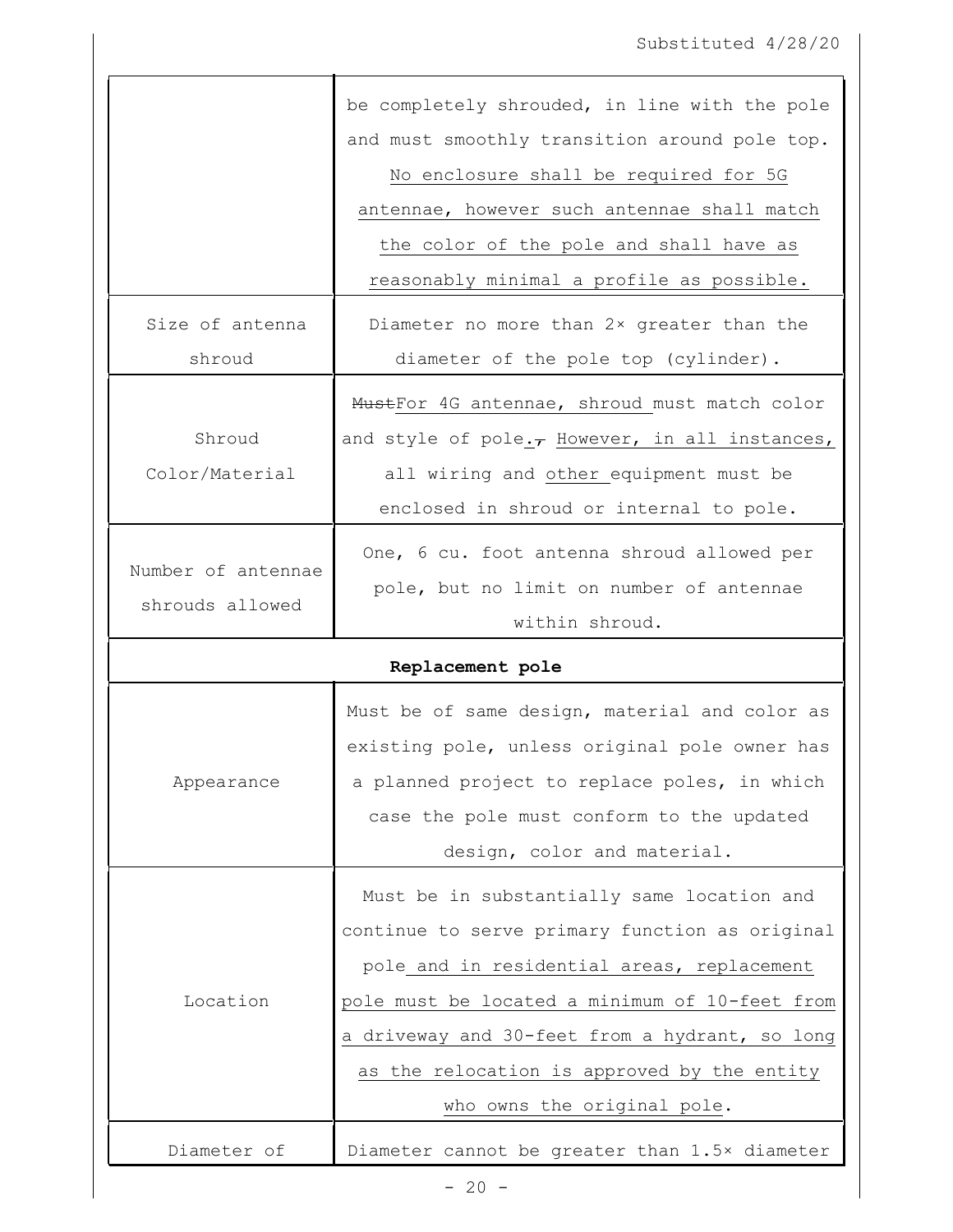| | |
|---|---|
| | be completely shrouded, in line with the pole and must smoothly transition around pole top. <u>No enclosure shall be required for 5G antennae, however such antennae shall match the color of the pole and shall have as reasonably minimal a profile as possible.</u> |
| Size of antenna shroud | Diameter no more than 2× greater than the diameter of the pole top (cylinder). |
| Shroud Color/Material | ~~Must~~<u>For 4G antennae, shroud </u>must match color and style of pole<u>.</u>~~,~~ <u>However, in all instances,</u> all wiring and <u>other </u>equipment must be enclosed in shroud or internal to pole. |
| Number of antennae shrouds allowed | One, 6 cu. foot antenna shroud allowed per pole, but no limit on number of antennae within shroud. |
| **Replacement pole** | |
| Appearance | Must be of same design, material and color as existing pole, unless original pole owner has a planned project to replace poles, in which case the pole must conform to the updated design, color and material. |
| Location | Must be in substantially same location and continue to serve primary function as original pole<u> and in residential areas, replacement pole must be located a minimum of 10-feet from a driveway and 30-feet from a hydrant, so long as the relocation is approved by the entity who owns the original pole</u>. |
| Diameter of | Diameter cannot be greater than 1.5× diameter |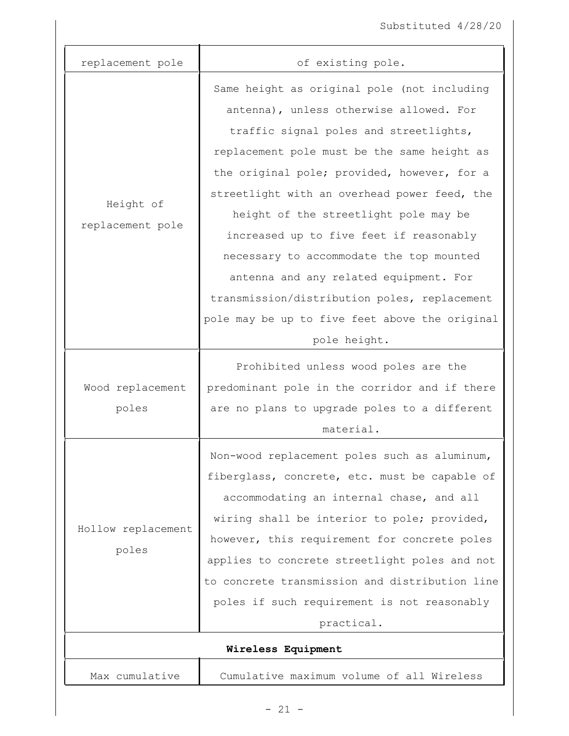| | |
|---|---|
| replacement pole | of existing pole. |
| Height of replacement pole | Same height as original pole (not including antenna), unless otherwise allowed. For traffic signal poles and streetlights, replacement pole must be the same height as the original pole; provided, however, for a streetlight with an overhead power feed, the height of the streetlight pole may be increased up to five feet if reasonably necessary to accommodate the top mounted antenna and any related equipment. For transmission/distribution poles, replacement pole may be up to five feet above the original pole height. |
| Wood replacement poles | Prohibited unless wood poles are the predominant pole in the corridor and if there are no plans to upgrade poles to a different material. |
| Hollow replacement poles | Non-wood replacement poles such as aluminum, fiberglass, concrete, etc. must be capable of accommodating an internal chase, and all wiring shall be interior to pole; provided, however, this requirement for concrete poles applies to concrete streetlight poles and not to concrete transmission and distribution line poles if such requirement is not reasonably practical. |
| **Wireless Equipment** | |
| Max cumulative | Cumulative maximum volume of all Wireless |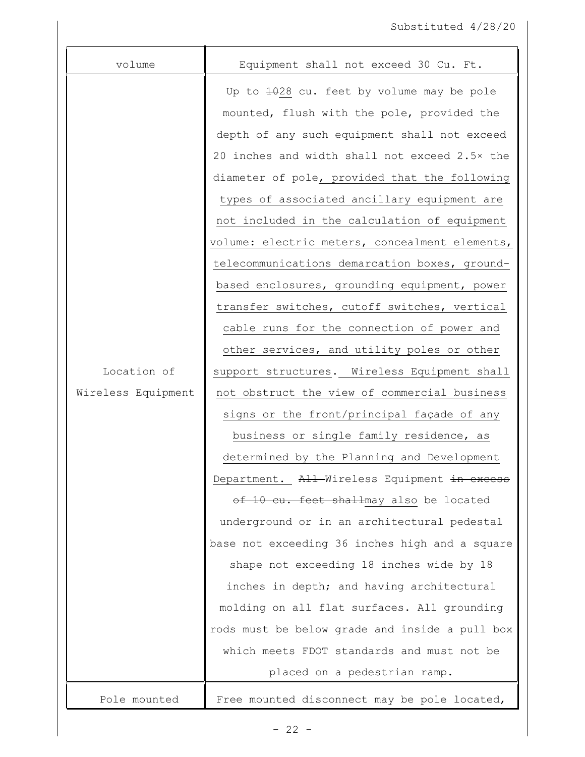| | |
|---|---|
| volume | Equipment shall not exceed 30 Cu. Ft. |
| Location of Wireless Equipment | Up to ~~10~~<u>28</u> cu. feet by volume may be pole mounted, flush with the pole, provided the depth of any such equipment shall not exceed 20 inches and width shall not exceed 2.5× the diameter of pole<u>, provided that the following types of associated ancillary equipment are not included in the calculation of equipment volume: electric meters, concealment elements, telecommunications demarcation boxes, ground-based enclosures, grounding equipment, power transfer switches, cutoff switches, vertical cable runs for the connection of power and other services, and utility poles or other support structures</u>. <u>Wireless Equipment shall not obstruct the view of commercial business signs or the front/principal façade of any business or single family residence, as determined by the Planning and Development Department.</u> ~~All~~ Wireless Equipment ~~in excess of 10 cu. feet shall~~<u>may also</u> be located underground or in an architectural pedestal base not exceeding 36 inches high and a square shape not exceeding 18 inches wide by 18 inches in depth; and having architectural molding on all flat surfaces. All grounding rods must be below grade and inside a pull box which meets FDOT standards and must not be placed on a pedestrian ramp. |
| Pole mounted | Free mounted disconnect may be pole located, |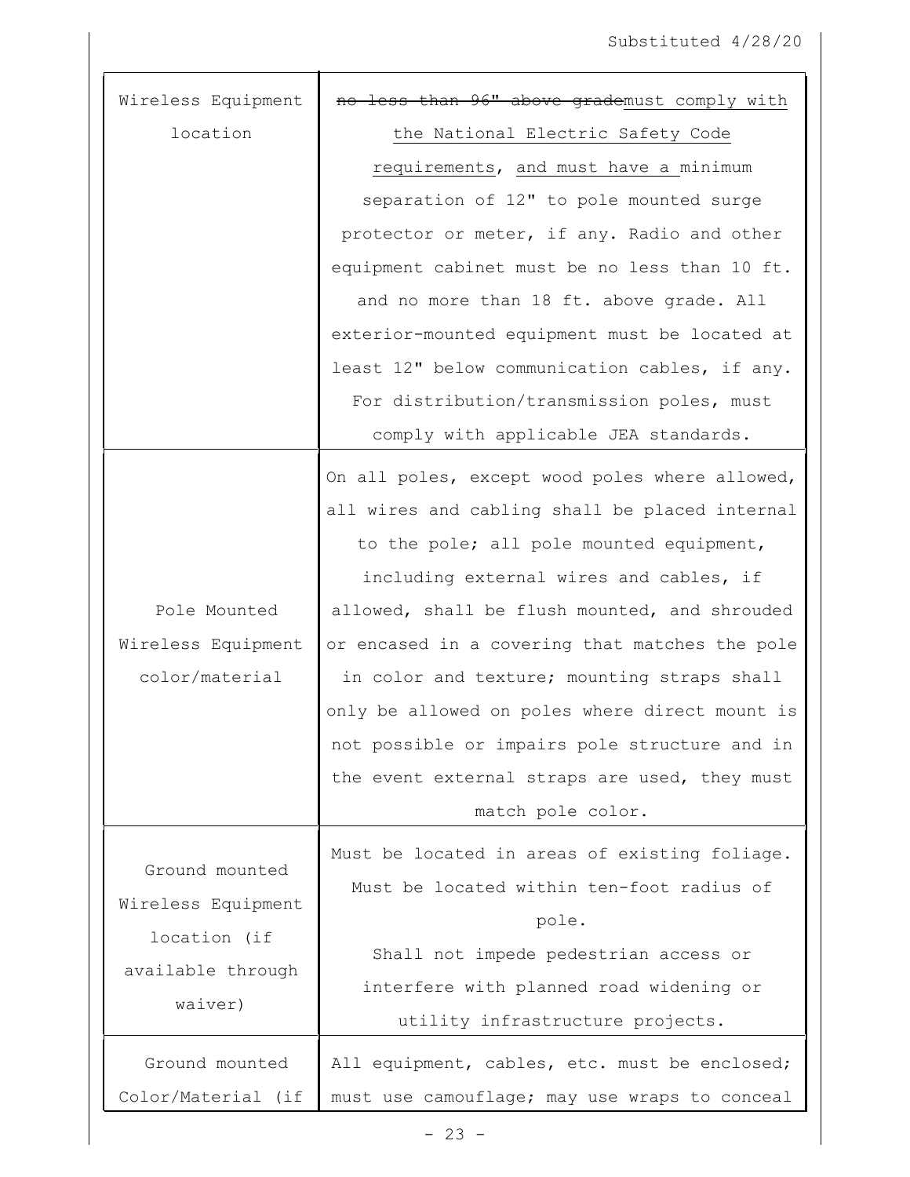| | |
|---|---|
| Wireless Equipment location | ~~no less than 96" above grade~~must comply with the National Electric Safety Code requirements, and must have a minimum separation of 12" to pole mounted surge protector or meter, if any. Radio and other equipment cabinet must be no less than 10 ft. and no more than 18 ft. above grade. All exterior-mounted equipment must be located at least 12" below communication cables, if any. For distribution/transmission poles, must comply with applicable JEA standards. |
| Pole Mounted Wireless Equipment color/material | On all poles, except wood poles where allowed, all wires and cabling shall be placed internal to the pole; all pole mounted equipment, including external wires and cables, if allowed, shall be flush mounted, and shrouded or encased in a covering that matches the pole in color and texture; mounting straps shall only be allowed on poles where direct mount is not possible or impairs pole structure and in the event external straps are used, they must match pole color. |
| Ground mounted Wireless Equipment location (if available through waiver) | Must be located in areas of existing foliage. Must be located within ten-foot radius of pole. Shall not impede pedestrian access or interfere with planned road widening or utility infrastructure projects. |
| Ground mounted Color/Material (if | All equipment, cables, etc. must be enclosed; must use camouflage; may use wraps to conceal |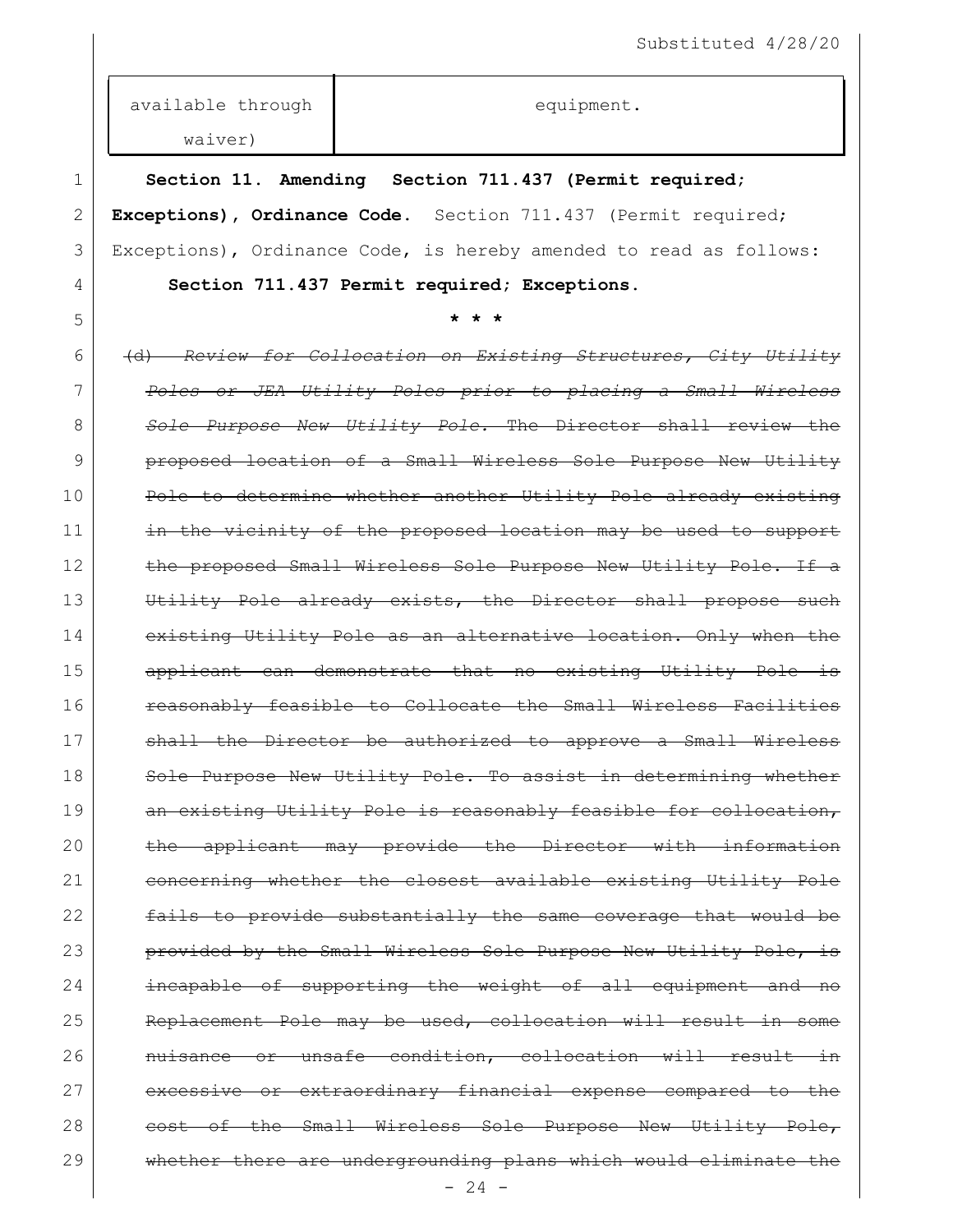| available through waiver) | equipment. |
|---|---|

**Section 11. Amending Section 711.437 (Permit required; Exceptions), Ordinance Code.** Section 711.437 (Permit required; Exceptions), Ordinance Code, is hereby amended to read as follows:

**Section 711.437 Permit required; Exceptions.**

\* \* \*

~~(d) *Review for Collocation on Existing Structures, City Utility Poles or JEA Utility Poles prior to placing a Small Wireless Sole Purpose New Utility Pole.* The Director shall review the proposed location of a Small Wireless Sole Purpose New Utility Pole to determine whether another Utility Pole already existing in the vicinity of the proposed location may be used to support the proposed Small Wireless Sole Purpose New Utility Pole. If a Utility Pole already exists, the Director shall propose such existing Utility Pole as an alternative location. Only when the applicant can demonstrate that no existing Utility Pole is reasonably feasible to Collocate the Small Wireless Facilities shall the Director be authorized to approve a Small Wireless Sole Purpose New Utility Pole. To assist in determining whether an existing Utility Pole is reasonably feasible for collocation, the applicant may provide the Director with information concerning whether the closest available existing Utility Pole fails to provide substantially the same coverage that would be provided by the Small Wireless Sole Purpose New Utility Pole, is incapable of supporting the weight of all equipment and no Replacement Pole may be used, collocation will result in some nuisance or unsafe condition, collocation will result in excessive or extraordinary financial expense compared to the cost of the Small Wireless Sole Purpose New Utility Pole, whether there are undergrounding plans which would eliminate the~~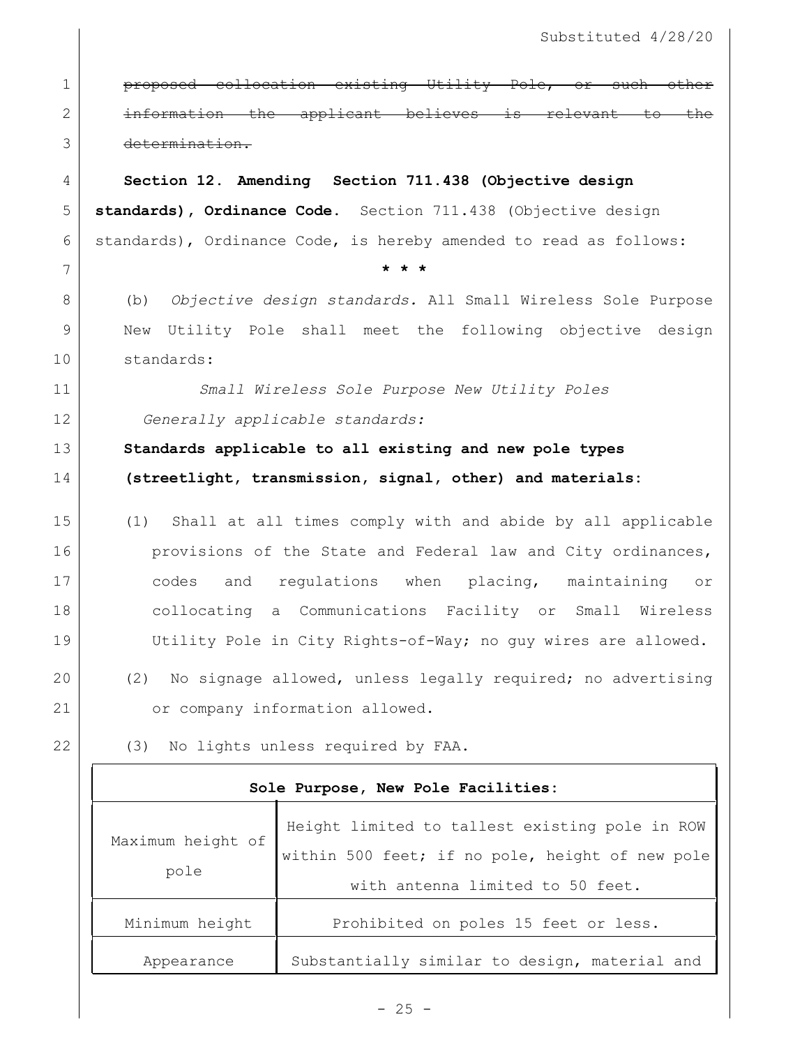~~proposed collocation existing Utility Pole, or such other information the applicant believes is relevant to the determination.~~

**Section 12. Amending Section 711.438 (Objective design standards), Ordinance Code.** Section 711.438 (Objective design standards), Ordinance Code, is hereby amended to read as follows:

\* \* \*

(b) *Objective design standards.* All Small Wireless Sole Purpose New Utility Pole shall meet the following objective design standards:

*Small Wireless Sole Purpose New Utility Poles*

*Generally applicable standards:*

**Standards applicable to all existing and new pole types (streetlight, transmission, signal, other) and materials:**

(1) Shall at all times comply with and abide by all applicable provisions of the State and Federal law and City ordinances, codes and regulations when placing, maintaining or collocating a Communications Facility or Small Wireless Utility Pole in City Rights-of-Way; no guy wires are allowed.

(2) No signage allowed, unless legally required; no advertising or company information allowed.

(3) No lights unless required by FAA.

| **Sole Purpose, New Pole Facilities:** | |
|---|---|
| Maximum height of pole | Height limited to tallest existing pole in ROW within 500 feet; if no pole, height of new pole with antenna limited to 50 feet. |
| Minimum height | Prohibited on poles 15 feet or less. |
| Appearance | Substantially similar to design, material and |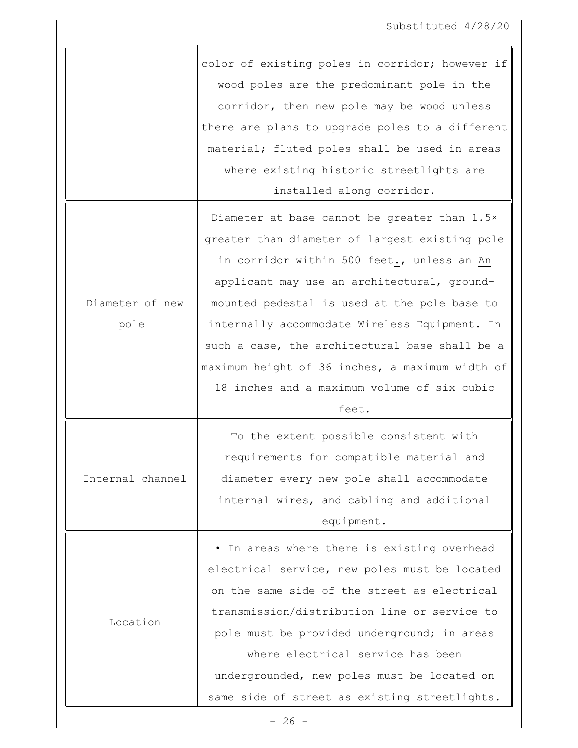Substituted 4/28/20

| | |
|---|---|
| | color of existing poles in corridor; however if wood poles are the predominant pole in the corridor, then new pole may be wood unless there are plans to upgrade poles to a different material; fluted poles shall be used in areas where existing historic streetlights are installed along corridor. |
| Diameter of new pole | Diameter at base cannot be greater than 1.5× greater than diameter of largest existing pole in corridor within 500 feet.~~, unless an~~ An applicant may use an architectural, ground-mounted pedestal ~~is used~~ at the pole base to internally accommodate Wireless Equipment. In such a case, the architectural base shall be a maximum height of 36 inches, a maximum width of 18 inches and a maximum volume of six cubic feet. |
| Internal channel | To the extent possible consistent with requirements for compatible material and diameter every new pole shall accommodate internal wires, and cabling and additional equipment. |
| Location | • In areas where there is existing overhead electrical service, new poles must be located on the same side of the street as electrical transmission/distribution line or service to pole must be provided underground; in areas where electrical service has been undergrounded, new poles must be located on same side of street as existing streetlights. |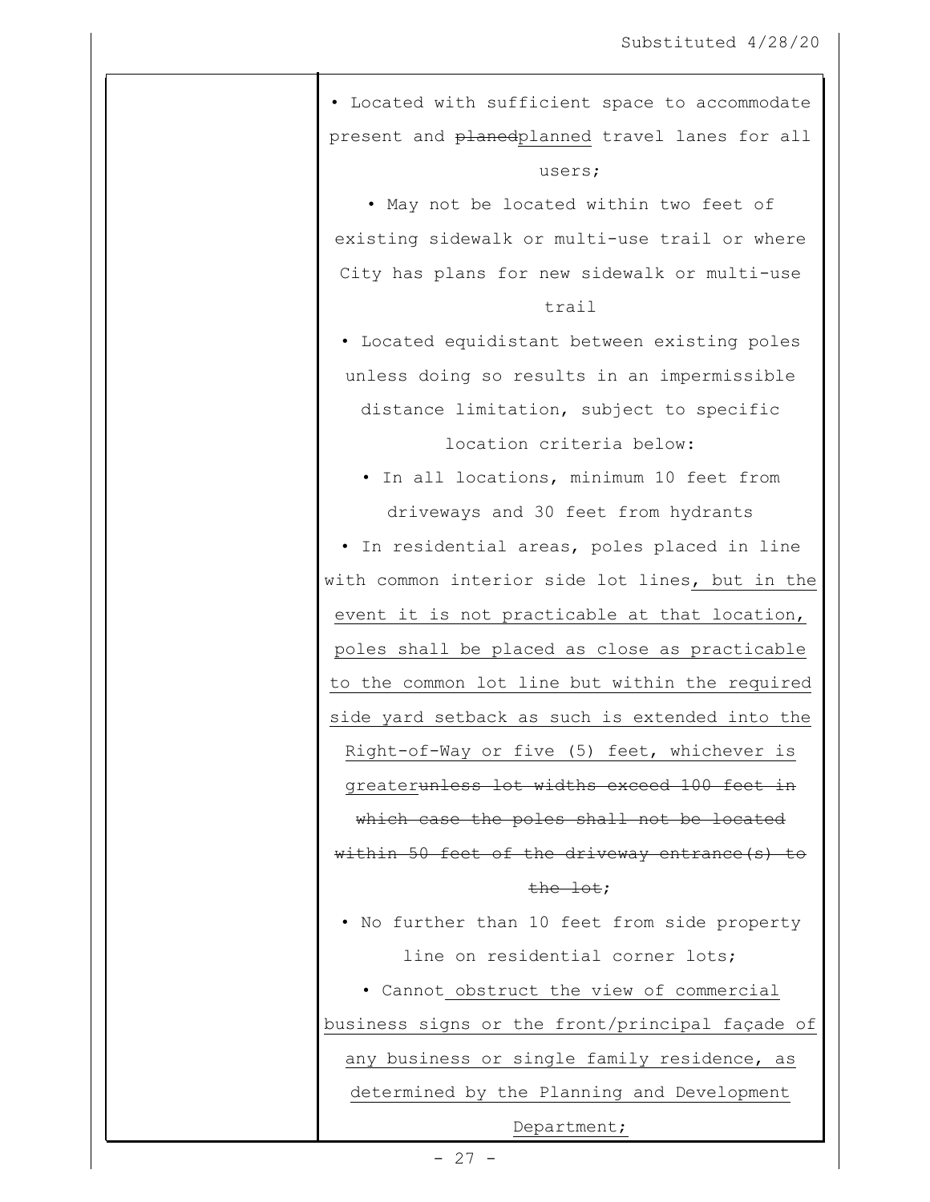| | |
|---|---|
| | • Located with sufficient space to accommodate present and ~~planed~~planned travel lanes for all users;<br>• May not be located within two feet of existing sidewalk or multi-use trail or where City has plans for new sidewalk or multi-use trail<br>• Located equidistant between existing poles unless doing so results in an impermissible distance limitation, subject to specific location criteria below:<br>• In all locations, minimum 10 feet from driveways and 30 feet from hydrants<br>• In residential areas, poles placed in line with common interior side lot lines, but in the event it is not practicable at that location, poles shall be placed as close as practicable to the common lot line but within the required side yard setback as such is extended into the Right-of-Way or five (5) feet, whichever is greater~~unless lot widths exceed 100 feet in which case the poles shall not be located within 50 feet of the driveway entrance(s) to the lot~~;<br>• No further than 10 feet from side property line on residential corner lots;<br>• Cannot obstruct the view of commercial business signs or the front/principal façade of any business or single family residence, as determined by the Planning and Development Department; |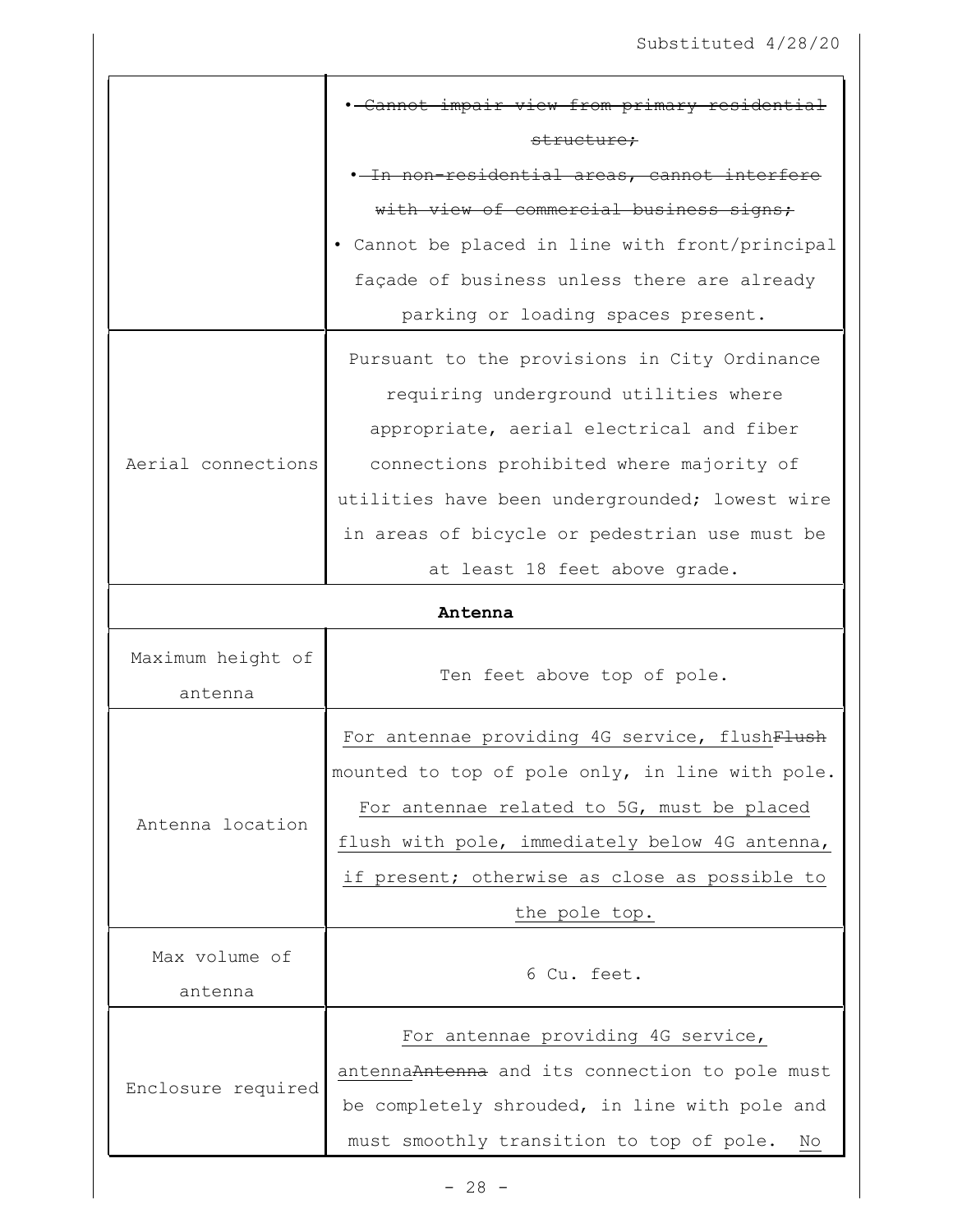| | |
|---|---|
| | • ~~Cannot impair view from primary residential structure;~~<br>• ~~In non-residential areas, cannot interfere with view of commercial business signs;~~<br>• Cannot be placed in line with front/principal façade of business unless there are already parking or loading spaces present. |
| Aerial connections | Pursuant to the provisions in City Ordinance requiring underground utilities where appropriate, aerial electrical and fiber connections prohibited where majority of utilities have been undergrounded; lowest wire in areas of bicycle or pedestrian use must be at least 18 feet above grade. |
| **Antenna** | |
| Maximum height of antenna | Ten feet above top of pole. |
| Antenna location | For antennae providing 4G service, flush~~Flush~~ mounted to top of pole only, in line with pole. For antennae related to 5G, must be placed flush with pole, immediately below 4G antenna, if present; otherwise as close as possible to the pole top. |
| Max volume of antenna | 6 Cu. feet. |
| Enclosure required | For antennae providing 4G service, antenna~~Antenna~~ and its connection to pole must be completely shrouded, in line with pole and must smoothly transition to top of pole. No |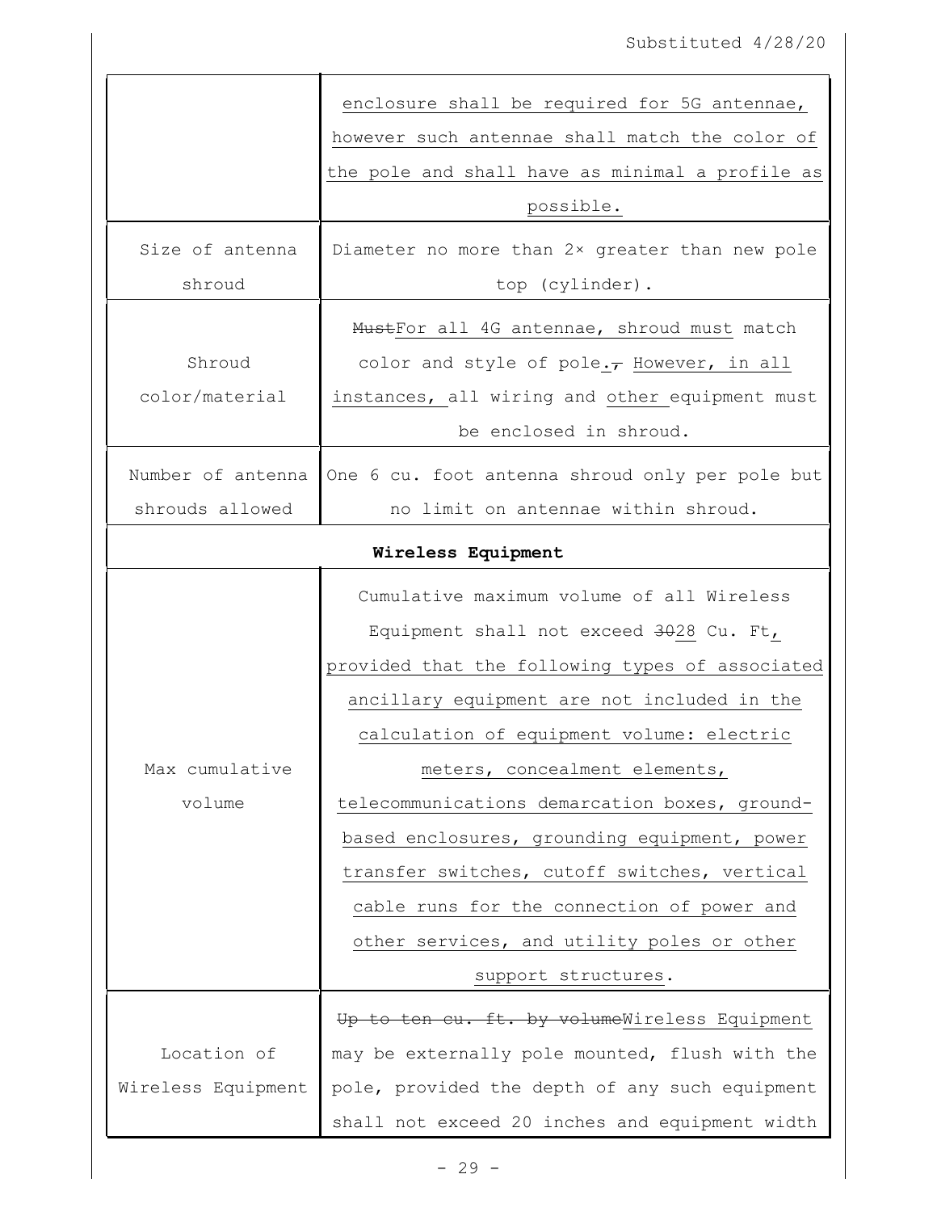Substituted 4/28/20

| | |
|---|---|
| | enclosure shall be required for 5G antennae, however such antennae shall match the color of the pole and shall have as minimal a profile as possible. |
| Size of antenna shroud | Diameter no more than 2× greater than new pole top (cylinder). |
| Shroud color/material | ~~Must~~For all 4G antennae, shroud must match color and style of pole.~~,~~ However, in all instances, all wiring and other equipment must be enclosed in shroud. |
| Number of antenna shrouds allowed | One 6 cu. foot antenna shroud only per pole but no limit on antennae within shroud. |
| **Wireless Equipment** | |
| Max cumulative volume | Cumulative maximum volume of all Wireless Equipment shall not exceed ~~30~~28 Cu. Ft, provided that the following types of associated ancillary equipment are not included in the calculation of equipment volume: electric meters, concealment elements, telecommunications demarcation boxes, ground-based enclosures, grounding equipment, power transfer switches, cutoff switches, vertical cable runs for the connection of power and other services, and utility poles or other support structures. |
| Location of Wireless Equipment | ~~Up to ten cu. ft. by volume~~Wireless Equipment may be externally pole mounted, flush with the pole, provided the depth of any such equipment shall not exceed 20 inches and equipment width |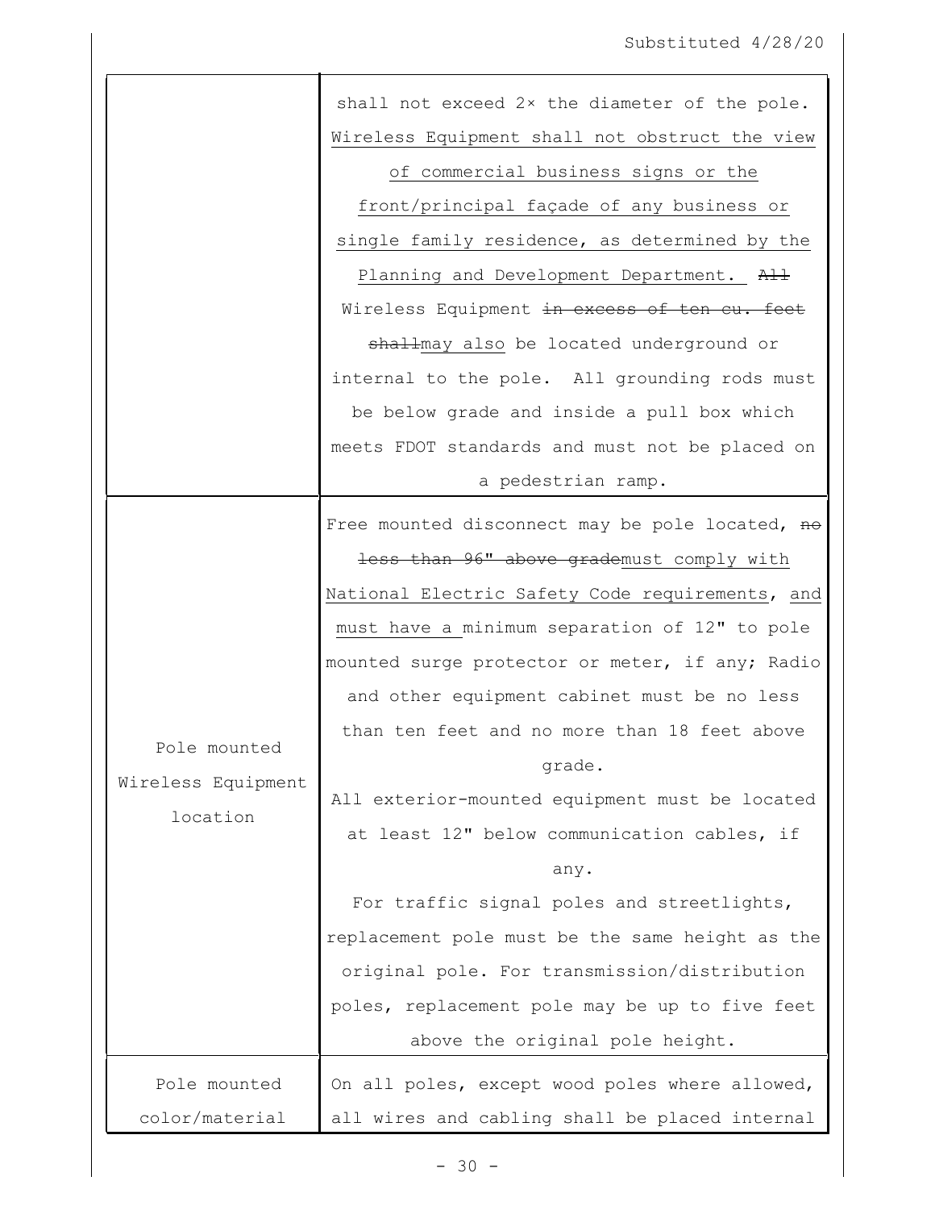Substituted 4/28/20

| | |
|---|---|
| | shall not exceed 2× the diameter of the pole. <u>Wireless Equipment shall not obstruct the view of commercial business signs or the front/principal façade of any business or single family residence, as determined by the Planning and Development Department.</u> ~~All~~ Wireless Equipment ~~in excess of ten cu. feet shall~~<u>may also</u> be located underground or internal to the pole. All grounding rods must be below grade and inside a pull box which meets FDOT standards and must not be placed on a pedestrian ramp. |
| Pole mounted Wireless Equipment location | Free mounted disconnect may be pole located, ~~no less than 96" above grade~~<u>must comply with National Electric Safety Code requirements, and must have a</u> minimum separation of 12" to pole mounted surge protector or meter, if any; Radio and other equipment cabinet must be no less than ten feet and no more than 18 feet above grade.<br>All exterior-mounted equipment must be located at least 12" below communication cables, if any.<br>For traffic signal poles and streetlights, replacement pole must be the same height as the original pole. For transmission/distribution poles, replacement pole may be up to five feet above the original pole height. |
| Pole mounted color/material | On all poles, except wood poles where allowed, all wires and cabling shall be placed internal |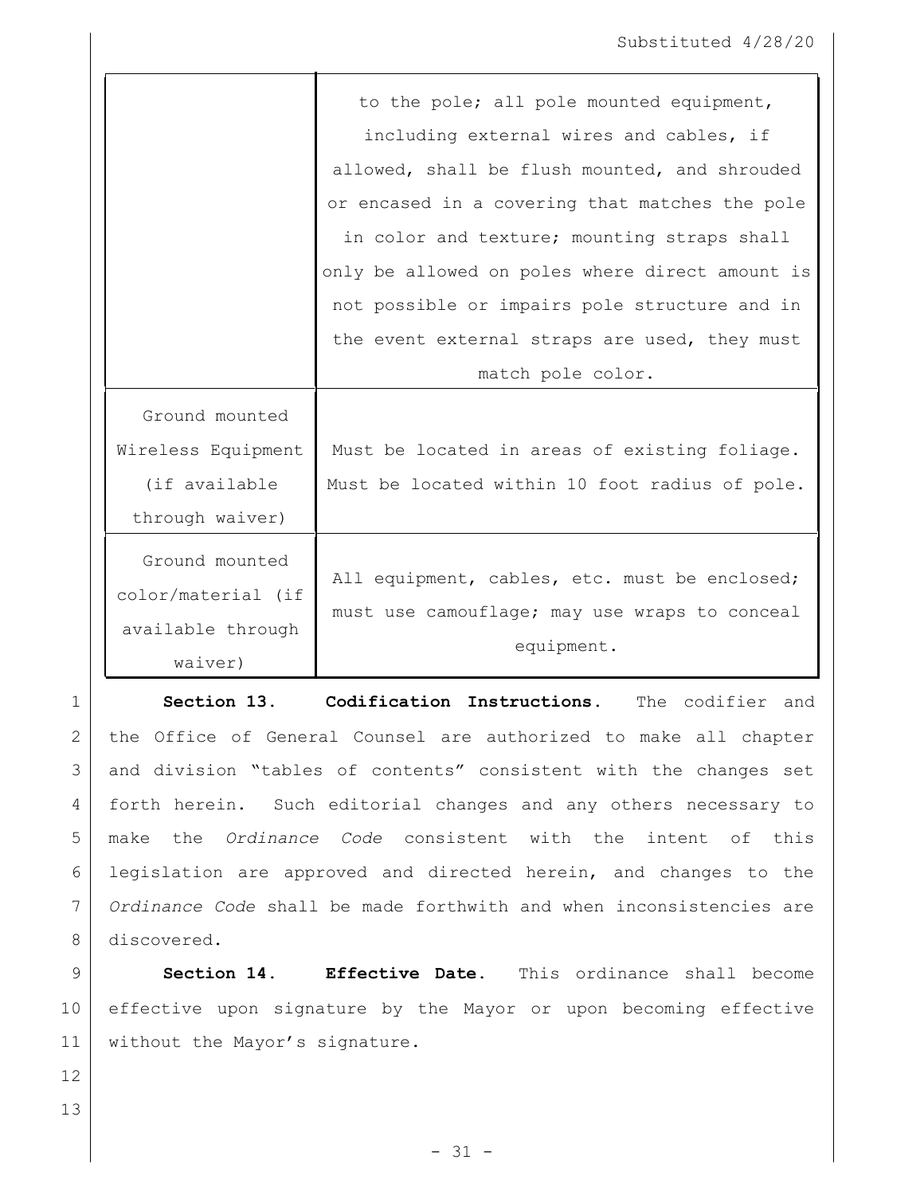| | |
|---|---|
| | to the pole; all pole mounted equipment, including external wires and cables, if allowed, shall be flush mounted, and shrouded or encased in a covering that matches the pole in color and texture; mounting straps shall only be allowed on poles where direct amount is not possible or impairs pole structure and in the event external straps are used, they must match pole color. |
| Ground mounted Wireless Equipment (if available through waiver) | Must be located in areas of existing foliage. Must be located within 10 foot radius of pole. |
| Ground mounted color/material (if available through waiver) | All equipment, cables, etc. must be enclosed; must use camouflage; may use wraps to conceal equipment. |

**Section 13. Codification Instructions.** The codifier and the Office of General Counsel are authorized to make all chapter and division "tables of contents" consistent with the changes set forth herein. Such editorial changes and any others necessary to make the *Ordinance Code* consistent with the intent of this legislation are approved and directed herein, and changes to the *Ordinance Code* shall be made forthwith and when inconsistencies are discovered.

**Section 14. Effective Date.** This ordinance shall become effective upon signature by the Mayor or upon becoming effective without the Mayor's signature.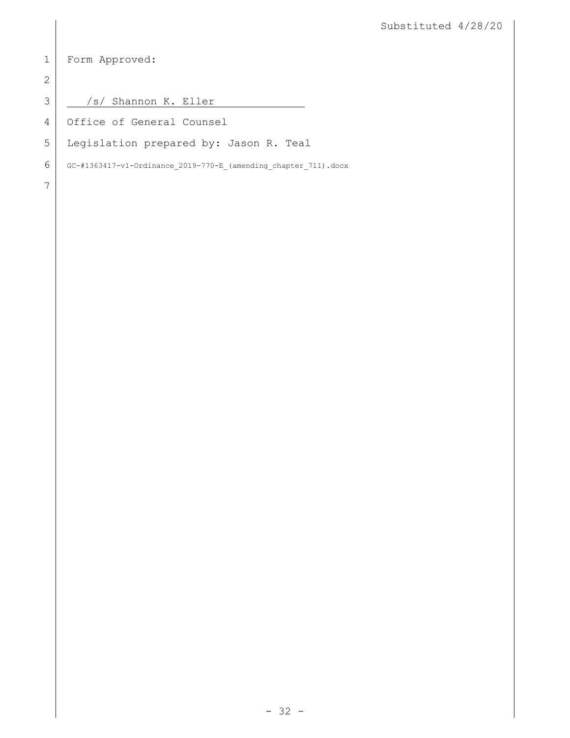Form Approved:

/s/ Shannon K. Eller

Office of General Counsel

Legislation prepared by: Jason R. Teal

GC-#1363417-v1-Ordinance_2019-770-E_(amending_chapter_711).docx